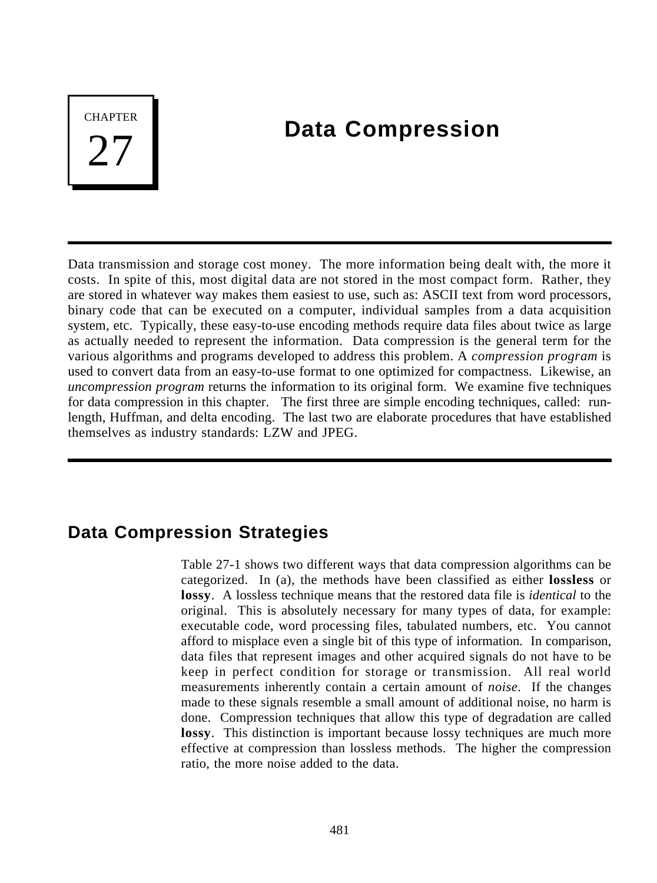# CHAPTER 27

# Data Compression

Data transmission and storage cost money. The more information being dealt with, the more it costs. In spite of this, most digital data are not stored in the most compact form. Rather, they are stored in whatever way makes them easiest to use, such as: ASCII text from word processors, binary code that can be executed on a computer, individual samples from a data acquisition system, etc. Typically, these easy-to-use encoding methods require data files about twice as large as actually needed to represent the information. Data compression is the general term for the various algorithms and programs developed to address this problem. A *compression program* is used to convert data from an easy-to-use format to one optimized for compactness. Likewise, an *uncompression program* returns the information to its original form. We examine five techniques for data compression in this chapter. The first three are simple encoding techniques, called: run-length, Huffman, and delta encoding. The last two are elaborate procedures that have established themselves as industry standards: LZW and JPEG.

## Data Compression Strategies

Table 27-1 shows two different ways that data compression algorithms can be categorized. In (a), the methods have been classified as either **lossless** or **lossy**. A lossless technique means that the restored data file is *identical* to the original. This is absolutely necessary for many types of data, for example: executable code, word processing files, tabulated numbers, etc. You cannot afford to misplace even a single bit of this type of information. In comparison, data files that represent images and other acquired signals do not have to be keep in perfect condition for storage or transmission. All real world measurements inherently contain a certain amount of *noise*. If the changes made to these signals resemble a small amount of additional noise, no harm is done. Compression techniques that allow this type of degradation are called **lossy**. This distinction is important because lossy techniques are much more effective at compression than lossless methods. The higher the compression ratio, the more noise added to the data.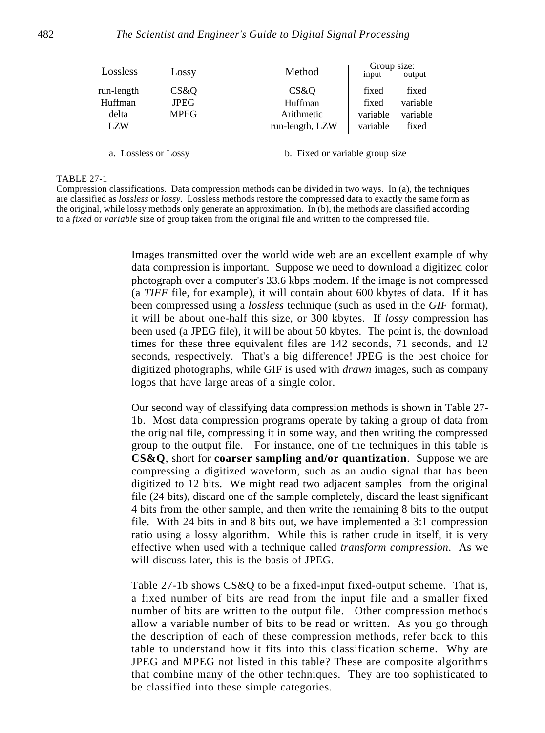| Lossless | Lossy |
|---|---|
| run-length | CS&Q |
| Huffman | JPEG |
| delta | MPEG |
| LZW | |

a. Lossless or Lossy

| Method | Group size: input | output |
|---|---|---|
| CS&Q | fixed | fixed |
| Huffman | fixed | variable |
| Arithmetic | variable | variable |
| run-length, LZW | variable | fixed |

b. Fixed or variable group size

TABLE 27-1
Compression classifications. Data compression methods can be divided in two ways. In (a), the techniques are classified as *lossless* or *lossy*. Lossless methods restore the compressed data to exactly the same form as the original, while lossy methods only generate an approximation. In (b), the methods are classified according to a *fixed* or *variable* size of group taken from the original file and written to the compressed file.

Images transmitted over the world wide web are an excellent example of why data compression is important. Suppose we need to download a digitized color photograph over a computer's 33.6 kbps modem. If the image is not compressed (a *TIFF* file, for example), it will contain about 600 kbytes of data. If it has been compressed using a *lossless* technique (such as used in the *GIF* format), it will be about one-half this size, or 300 kbytes. If *lossy* compression has been used (a JPEG file), it will be about 50 kbytes. The point is, the download times for these three equivalent files are 142 seconds, 71 seconds, and 12 seconds, respectively. That's a big difference! JPEG is the best choice for digitized photographs, while GIF is used with *drawn* images, such as company logos that have large areas of a single color.

Our second way of classifying data compression methods is shown in Table 27-1b. Most data compression programs operate by taking a group of data from the original file, compressing it in some way, and then writing the compressed group to the output file. For instance, one of the techniques in this table is **CS&Q**, short for **coarser sampling and/or quantization**. Suppose we are compressing a digitized waveform, such as an audio signal that has been digitized to 12 bits. We might read two adjacent samples from the original file (24 bits), discard one of the sample completely, discard the least significant 4 bits from the other sample, and then write the remaining 8 bits to the output file. With 24 bits in and 8 bits out, we have implemented a 3:1 compression ratio using a lossy algorithm. While this is rather crude in itself, it is very effective when used with a technique called *transform compression*. As we will discuss later, this is the basis of JPEG.

Table 27-1b shows CS&Q to be a fixed-input fixed-output scheme. That is, a fixed number of bits are read from the input file and a smaller fixed number of bits are written to the output file. Other compression methods allow a variable number of bits to be read or written. As you go through the description of each of these compression methods, refer back to this table to understand how it fits into this classification scheme. Why are JPEG and MPEG not listed in this table? These are composite algorithms that combine many of the other techniques. They are too sophisticated to be classified into these simple categories.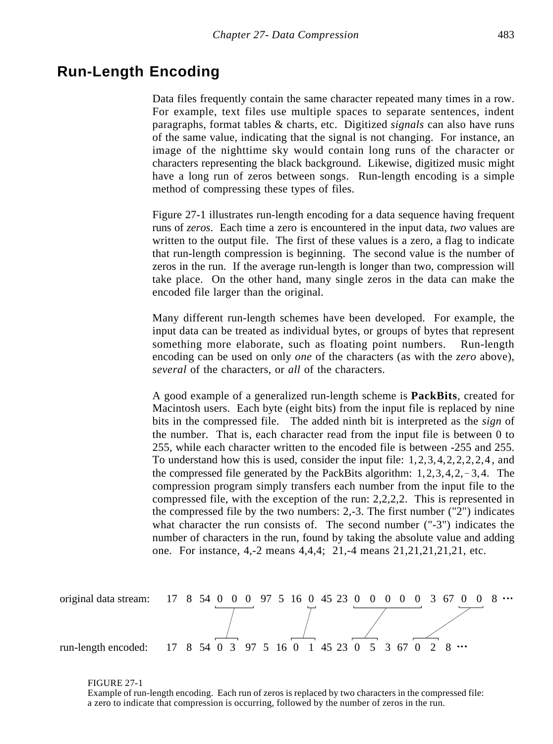## Run-Length Encoding

Data files frequently contain the same character repeated many times in a row. For example, text files use multiple spaces to separate sentences, indent paragraphs, format tables & charts, etc. Digitized *signals* can also have runs of the same value, indicating that the signal is not changing. For instance, an image of the nighttime sky would contain long runs of the character or characters representing the black background. Likewise, digitized music might have a long run of zeros between songs. Run-length encoding is a simple method of compressing these types of files.

Figure 27-1 illustrates run-length encoding for a data sequence having frequent runs of *zeros*. Each time a zero is encountered in the input data, *two* values are written to the output file. The first of these values is a zero, a flag to indicate that run-length compression is beginning. The second value is the number of zeros in the run. If the average run-length is longer than two, compression will take place. On the other hand, many single zeros in the data can make the encoded file larger than the original.

Many different run-length schemes have been developed. For example, the input data can be treated as individual bytes, or groups of bytes that represent something more elaborate, such as floating point numbers. Run-length encoding can be used on only *one* of the characters (as with the *zero* above), *several* of the characters, or *all* of the characters.

A good example of a generalized run-length scheme is **PackBits**, created for Macintosh users. Each byte (eight bits) from the input file is replaced by nine bits in the compressed file. The added ninth bit is interpreted as the *sign* of the number. That is, each character read from the input file is between 0 to 255, while each character written to the encoded file is between -255 and 255. To understand how this is used, consider the input file: $1, 2, 3, 4, 2, 2, 2, 2, 4$, and the compressed file generated by the PackBits algorithm: $1, 2, 3, 4, 2, -3, 4$. The compression program simply transfers each number from the input file to the compressed file, with the exception of the run: 2,2,2,2. This is represented in the compressed file by the two numbers: 2,-3. The first number ("2") indicates what character the run consists of. The second number ("-3") indicates the number of characters in the run, found by taking the absolute value and adding one. For instance, 4,-2 means 4,4,4; 21,-4 means 21,21,21,21,21, etc.

original data stream: 17 8 54 0 0 0 97 5 16 0 45 23 0 0 0 0 0 3 67 0 0 8 ...

run-length encoded: 17 8 54 0 3 97 5 16 0 1 45 23 0 5 3 67 0 2 8 ...

FIGURE 27-1
Example of run-length encoding. Each run of zeros is replaced by two characters in the compressed file: a zero to indicate that compression is occurring, followed by the number of zeros in the run.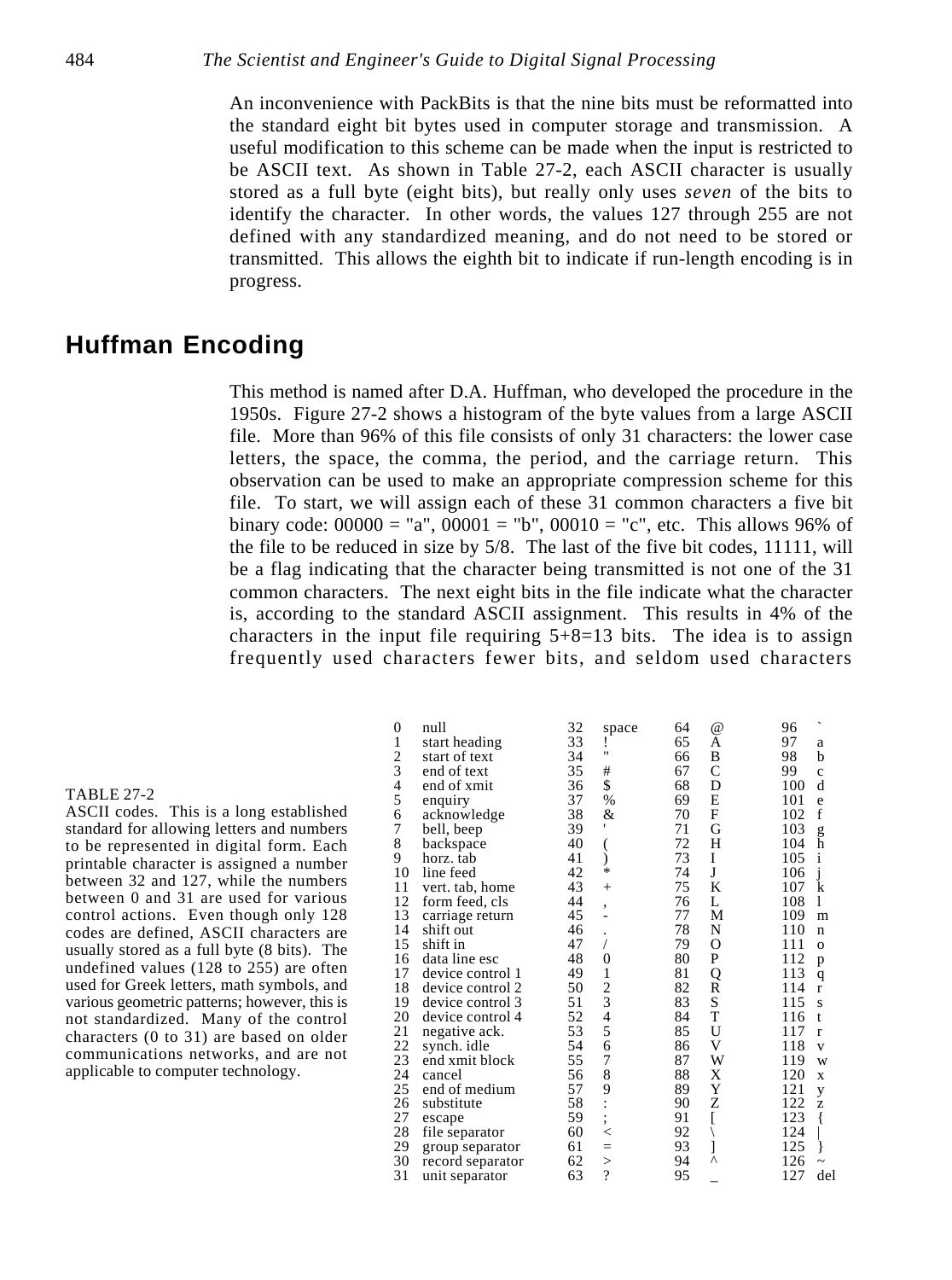An inconvenience with PackBits is that the nine bits must be reformatted into the standard eight bit bytes used in computer storage and transmission. A useful modification to this scheme can be made when the input is restricted to be ASCII text. As shown in Table 27-2, each ASCII character is usually stored as a full byte (eight bits), but really only uses *seven* of the bits to identify the character. In other words, the values 127 through 255 are not defined with any standardized meaning, and do not need to be stored or transmitted. This allows the eighth bit to indicate if run-length encoding is in progress.

## Huffman Encoding

This method is named after D.A. Huffman, who developed the procedure in the 1950s. Figure 27-2 shows a histogram of the byte values from a large ASCII file. More than 96% of this file consists of only 31 characters: the lower case letters, the space, the comma, the period, and the carriage return. This observation can be used to make an appropriate compression scheme for this file. To start, we will assign each of these 31 common characters a five bit binary code: 00000 = "a", 00001 = "b", 00010 = "c", etc. This allows 96% of the file to be reduced in size by 5/8. The last of the five bit codes, 11111, will be a flag indicating that the character being transmitted is not one of the 31 common characters. The next eight bits in the file indicate what the character is, according to the standard ASCII assignment. This results in 4% of the characters in the input file requiring 5+8=13 bits. The idea is to assign frequently used characters fewer bits, and seldom used characters

| | | | | | | | |
|---|---|---|---|---|---|---|---|
| 0 | null | 32 | space | 64 | @ | 96 | ` |
| 1 | start heading | 33 | ! | 65 | A | 97 | a |
| 2 | start of text | 34 | " | 66 | B | 98 | b |
| 3 | end of text | 35 | # | 67 | C | 99 | c |
| 4 | end of xmit | 36 | $ | 68 | D | 100 | d |
| 5 | enquiry | 37 | % | 69 | E | 101 | e |
| 6 | acknowledge | 38 | & | 70 | F | 102 | f |
| 7 | bell, beep | 39 | ' | 71 | G | 103 | g |
| 8 | backspace | 40 | ( | 72 | H | 104 | h |
| 9 | horz. tab | 41 | ) | 73 | I | 105 | i |
| 10 | line feed | 42 | * | 74 | J | 106 | j |
| 11 | vert. tab, home | 43 | + | 75 | K | 107 | k |
| 12 | form feed, cls | 44 | , | 76 | L | 108 | l |
| 13 | carriage return | 45 | - | 77 | M | 109 | m |
| 14 | shift out | 46 | . | 78 | N | 110 | n |
| 15 | shift in | 47 | / | 79 | O | 111 | o |
| 16 | data line esc | 48 | 0 | 80 | P | 112 | p |
| 17 | device control 1 | 49 | 1 | 81 | Q | 113 | q |
| 18 | device control 2 | 50 | 2 | 82 | R | 114 | r |
| 19 | device control 3 | 51 | 3 | 83 | S | 115 | s |
| 20 | device control 4 | 52 | 4 | 84 | T | 116 | t |
| 21 | negative ack. | 53 | 5 | 85 | U | 117 | r |
| 22 | synch. idle | 54 | 6 | 86 | V | 118 | v |
| 23 | end xmit block | 55 | 7 | 87 | W | 119 | w |
| 24 | cancel | 56 | 8 | 88 | X | 120 | x |
| 25 | end of medium | 57 | 9 | 89 | Y | 121 | y |
| 26 | substitute | 58 | : | 90 | Z | 122 | z |
| 27 | escape | 59 | ; | 91 | [ | 123 | { |
| 28 | file separator | 60 | < | 92 | \ | 124 | \| |
| 29 | group separator | 61 | = | 93 | ] | 125 | } |
| 30 | record separator | 62 | > | 94 | ^ | 126 | ~ |
| 31 | unit separator | 63 | ? | 95 | _ | 127 | del |

TABLE 27-2
ASCII codes. This is a long established standard for allowing letters and numbers to be represented in digital form. Each printable character is assigned a number between 32 and 127, while the numbers between 0 and 31 are used for various control actions. Even though only 128 codes are defined, ASCII characters are usually stored as a full byte (8 bits). The undefined values (128 to 255) are often used for Greek letters, math symbols, and various geometric patterns; however, this is not standardized. Many of the control characters (0 to 31) are based on older communications networks, and are not applicable to computer technology.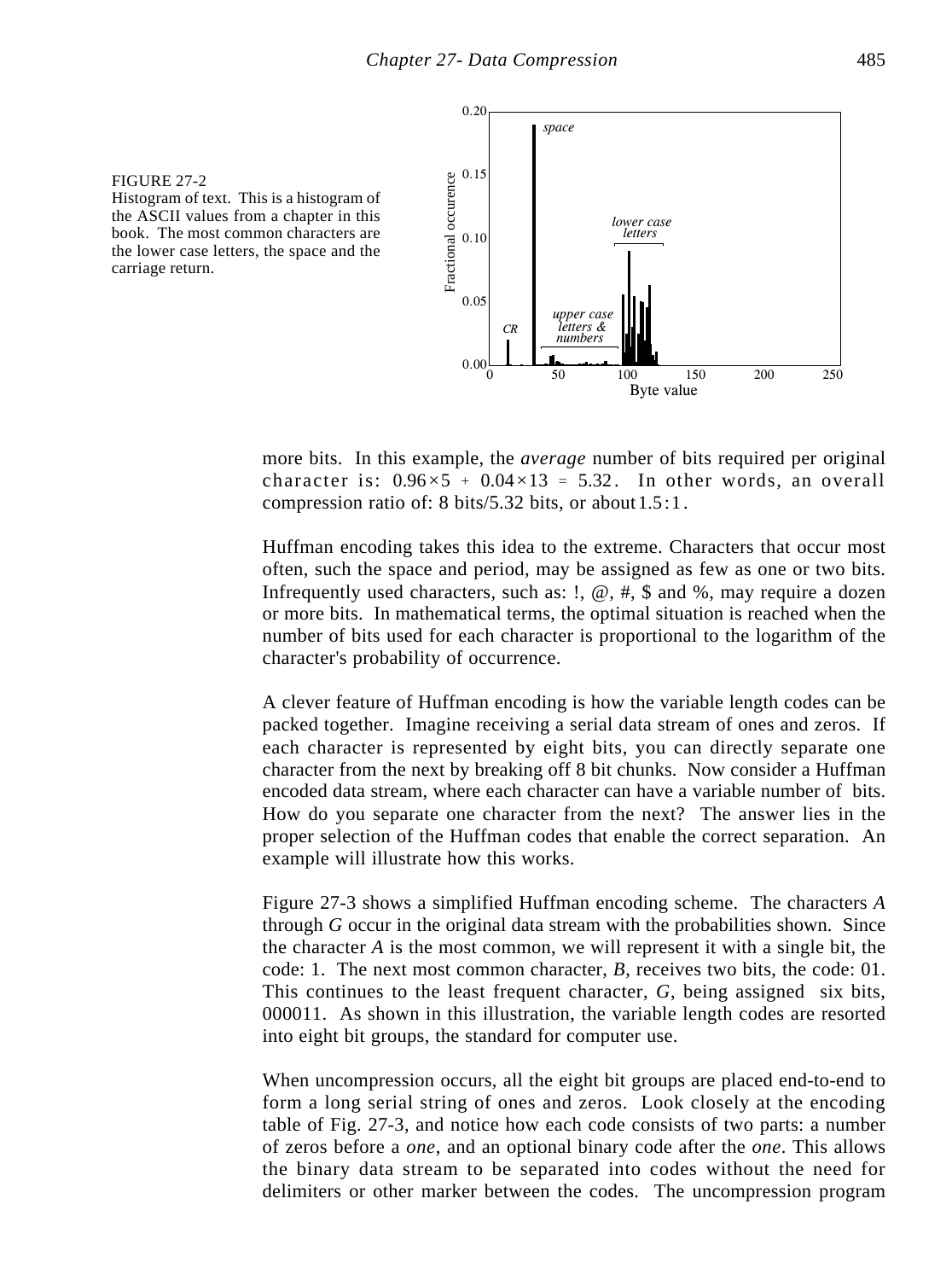FIGURE 27-2
Histogram of text. This is a histogram of the ASCII values from a chapter in this book. The most common characters are the lower case letters, the space and the carriage return.

more bits. In this example, the *average* number of bits required per original character is: $0.96 \times 5 + 0.04 \times 13 = 5.32$. In other words, an overall compression ratio of: 8 bits/5.32 bits, or about $1.5{:}1$.

Huffman encoding takes this idea to the extreme. Characters that occur most often, such the space and period, may be assigned as few as one or two bits. Infrequently used characters, such as: !, @, #, $ and %, may require a dozen or more bits. In mathematical terms, the optimal situation is reached when the number of bits used for each character is proportional to the logarithm of the character's probability of occurrence.

A clever feature of Huffman encoding is how the variable length codes can be packed together. Imagine receiving a serial data stream of ones and zeros. If each character is represented by eight bits, you can directly separate one character from the next by breaking off 8 bit chunks. Now consider a Huffman encoded data stream, where each character can have a variable number of bits. How do you separate one character from the next? The answer lies in the proper selection of the Huffman codes that enable the correct separation. An example will illustrate how this works.

Figure 27-3 shows a simplified Huffman encoding scheme. The characters *A* through *G* occur in the original data stream with the probabilities shown. Since the character *A* is the most common, we will represent it with a single bit, the code: 1. The next most common character, *B*, receives two bits, the code: 01. This continues to the least frequent character, *G*, being assigned six bits, 000011. As shown in this illustration, the variable length codes are resorted into eight bit groups, the standard for computer use.

When uncompression occurs, all the eight bit groups are placed end-to-end to form a long serial string of ones and zeros. Look closely at the encoding table of Fig. 27-3, and notice how each code consists of two parts: a number of zeros before a *one*, and an optional binary code after the *one*. This allows the binary data stream to be separated into codes without the need for delimiters or other marker between the codes. The uncompression program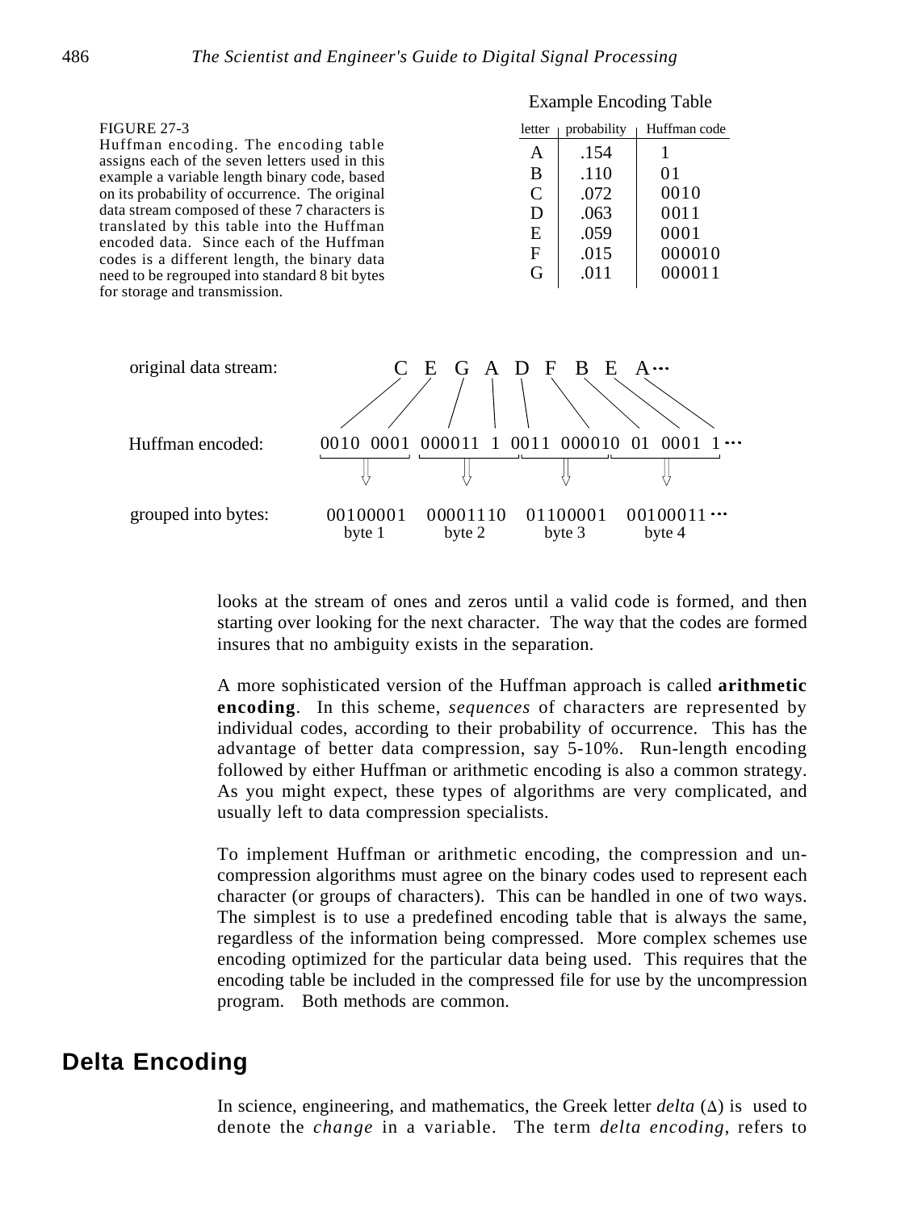FIGURE 27-3
Huffman encoding. The encoding table assigns each of the seven letters used in this example a variable length binary code, based on its probability of occurrence. The original data stream composed of these 7 characters is translated by this table into the Huffman encoded data. Since each of the Huffman codes is a different length, the binary data need to be regrouped into standard 8 bit bytes for storage and transmission.

Example Encoding Table

| letter | probability | Huffman code |
|---|---|---|
| A | .154 | 1 |
| B | .110 | 01 |
| C | .072 | 0010 |
| D | .063 | 0011 |
| E | .059 | 0001 |
| F | .015 | 000010 |
| G | .011 | 000011 |

original data stream: C E G A D F B E A ···

Huffman encoded: 0010 0001 000011 1 0011 000010 01 0001 1 ···

grouped into bytes: 00100001 (byte 1) 00001110 (byte 2) 01100001 (byte 3) 00100011 (byte 4) ···

looks at the stream of ones and zeros until a valid code is formed, and then starting over looking for the next character. The way that the codes are formed insures that no ambiguity exists in the separation.

A more sophisticated version of the Huffman approach is called **arithmetic encoding**. In this scheme, *sequences* of characters are represented by individual codes, according to their probability of occurrence. This has the advantage of better data compression, say 5-10%. Run-length encoding followed by either Huffman or arithmetic encoding is also a common strategy. As you might expect, these types of algorithms are very complicated, and usually left to data compression specialists.

To implement Huffman or arithmetic encoding, the compression and un-compression algorithms must agree on the binary codes used to represent each character (or groups of characters). This can be handled in one of two ways. The simplest is to use a predefined encoding table that is always the same, regardless of the information being compressed. More complex schemes use encoding optimized for the particular data being used. This requires that the encoding table be included in the compressed file for use by the uncompression program. Both methods are common.

## Delta Encoding

In science, engineering, and mathematics, the Greek letter *delta* ($\Delta$) is used to denote the *change* in a variable. The term *delta encoding*, refers to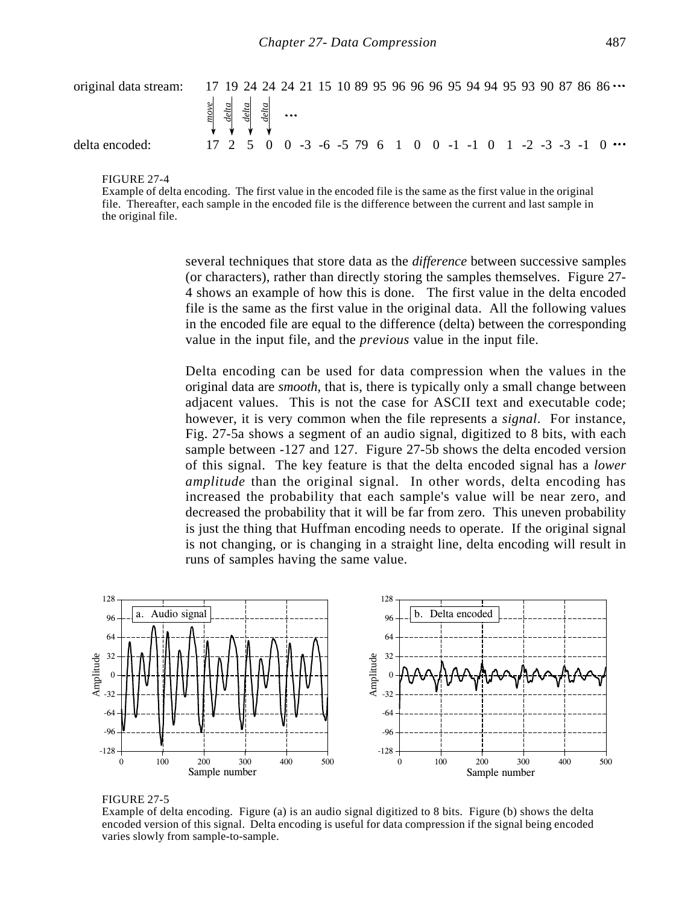original data stream: 17 19 24 24 24 21 15 10 89 95 96 96 96 95 94 94 95 93 90 87 86 86 ...

delta encoded: 17 2 5 0 0 -3 -6 -5 79 6 1 0 0 -1 -1 0 1 -2 -3 -3 -1 0 ...

FIGURE 27-4
Example of delta encoding. The first value in the encoded file is the same as the first value in the original file. Thereafter, each sample in the encoded file is the difference between the current and last sample in the original file.

several techniques that store data as the *difference* between successive samples (or characters), rather than directly storing the samples themselves. Figure 27-4 shows an example of how this is done. The first value in the delta encoded file is the same as the first value in the original data. All the following values in the encoded file are equal to the difference (delta) between the corresponding value in the input file, and the *previous* value in the input file.

Delta encoding can be used for data compression when the values in the original data are *smooth*, that is, there is typically only a small change between adjacent values. This is not the case for ASCII text and executable code; however, it is very common when the file represents a *signal*. For instance, Fig. 27-5a shows a segment of an audio signal, digitized to 8 bits, with each sample between -127 and 127. Figure 27-5b shows the delta encoded version of this signal. The key feature is that the delta encoded signal has a *lower amplitude* than the original signal. In other words, delta encoding has increased the probability that each sample's value will be near zero, and decreased the probability that it will be far from zero. This uneven probability is just the thing that Huffman encoding needs to operate. If the original signal is not changing, or is changing in a straight line, delta encoding will result in runs of samples having the same value.

FIGURE 27-5
Example of delta encoding. Figure (a) is an audio signal digitized to 8 bits. Figure (b) shows the delta encoded version of this signal. Delta encoding is useful for data compression if the signal being encoded varies slowly from sample-to-sample.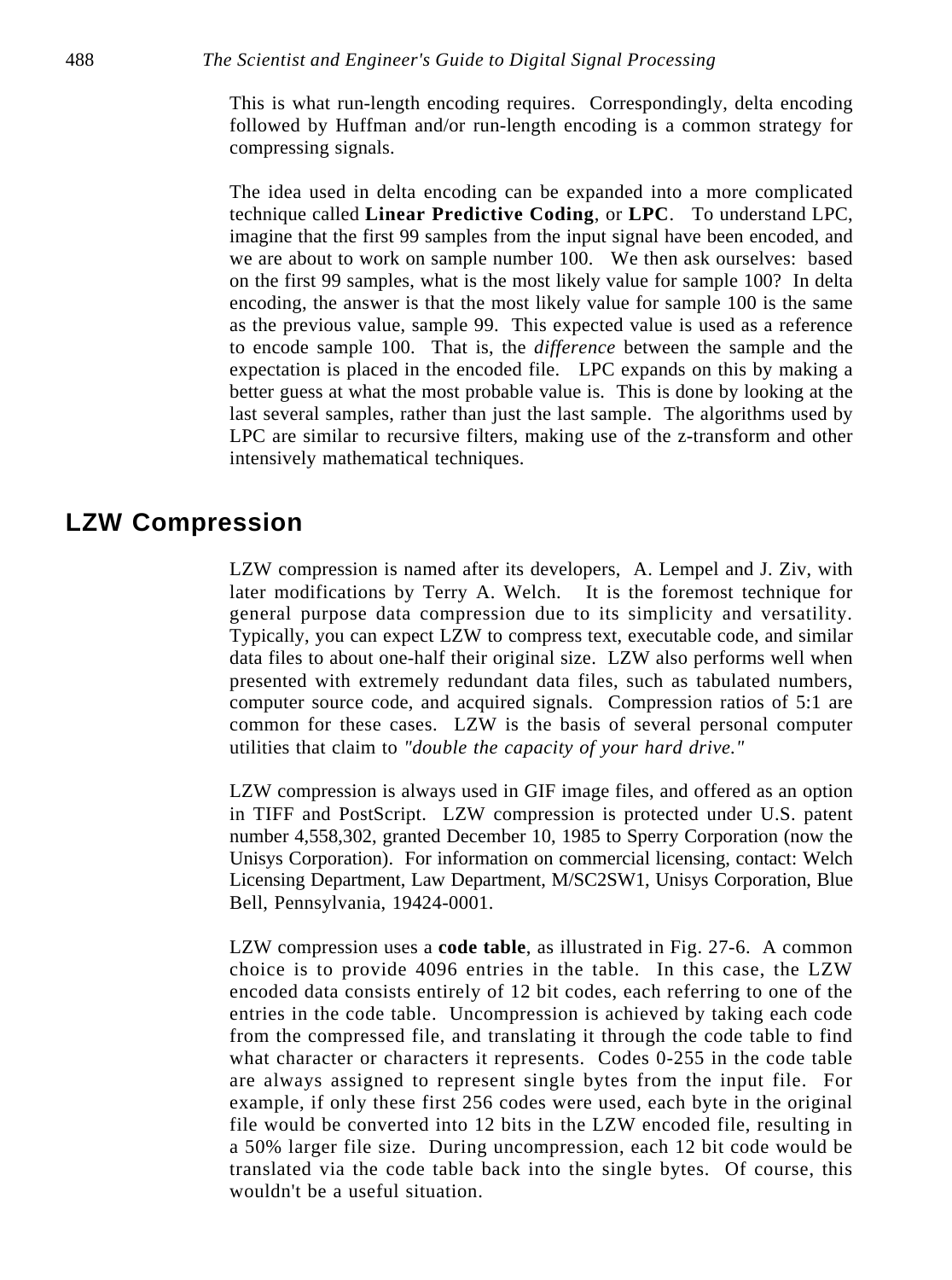This is what run-length encoding requires. Correspondingly, delta encoding followed by Huffman and/or run-length encoding is a common strategy for compressing signals.

The idea used in delta encoding can be expanded into a more complicated technique called **Linear Predictive Coding**, or **LPC**. To understand LPC, imagine that the first 99 samples from the input signal have been encoded, and we are about to work on sample number 100. We then ask ourselves: based on the first 99 samples, what is the most likely value for sample 100? In delta encoding, the answer is that the most likely value for sample 100 is the same as the previous value, sample 99. This expected value is used as a reference to encode sample 100. That is, the *difference* between the sample and the expectation is placed in the encoded file. LPC expands on this by making a better guess at what the most probable value is. This is done by looking at the last several samples, rather than just the last sample. The algorithms used by LPC are similar to recursive filters, making use of the z-transform and other intensively mathematical techniques.

## LZW Compression

LZW compression is named after its developers, A. Lempel and J. Ziv, with later modifications by Terry A. Welch. It is the foremost technique for general purpose data compression due to its simplicity and versatility. Typically, you can expect LZW to compress text, executable code, and similar data files to about one-half their original size. LZW also performs well when presented with extremely redundant data files, such as tabulated numbers, computer source code, and acquired signals. Compression ratios of 5:1 are common for these cases. LZW is the basis of several personal computer utilities that claim to *"double the capacity of your hard drive."*

LZW compression is always used in GIF image files, and offered as an option in TIFF and PostScript. LZW compression is protected under U.S. patent number 4,558,302, granted December 10, 1985 to Sperry Corporation (now the Unisys Corporation). For information on commercial licensing, contact: Welch Licensing Department, Law Department, M/SC2SW1, Unisys Corporation, Blue Bell, Pennsylvania, 19424-0001.

LZW compression uses a **code table**, as illustrated in Fig. 27-6. A common choice is to provide 4096 entries in the table. In this case, the LZW encoded data consists entirely of 12 bit codes, each referring to one of the entries in the code table. Uncompression is achieved by taking each code from the compressed file, and translating it through the code table to find what character or characters it represents. Codes 0-255 in the code table are always assigned to represent single bytes from the input file. For example, if only these first 256 codes were used, each byte in the original file would be converted into 12 bits in the LZW encoded file, resulting in a 50% larger file size. During uncompression, each 12 bit code would be translated via the code table back into the single bytes. Of course, this wouldn't be a useful situation.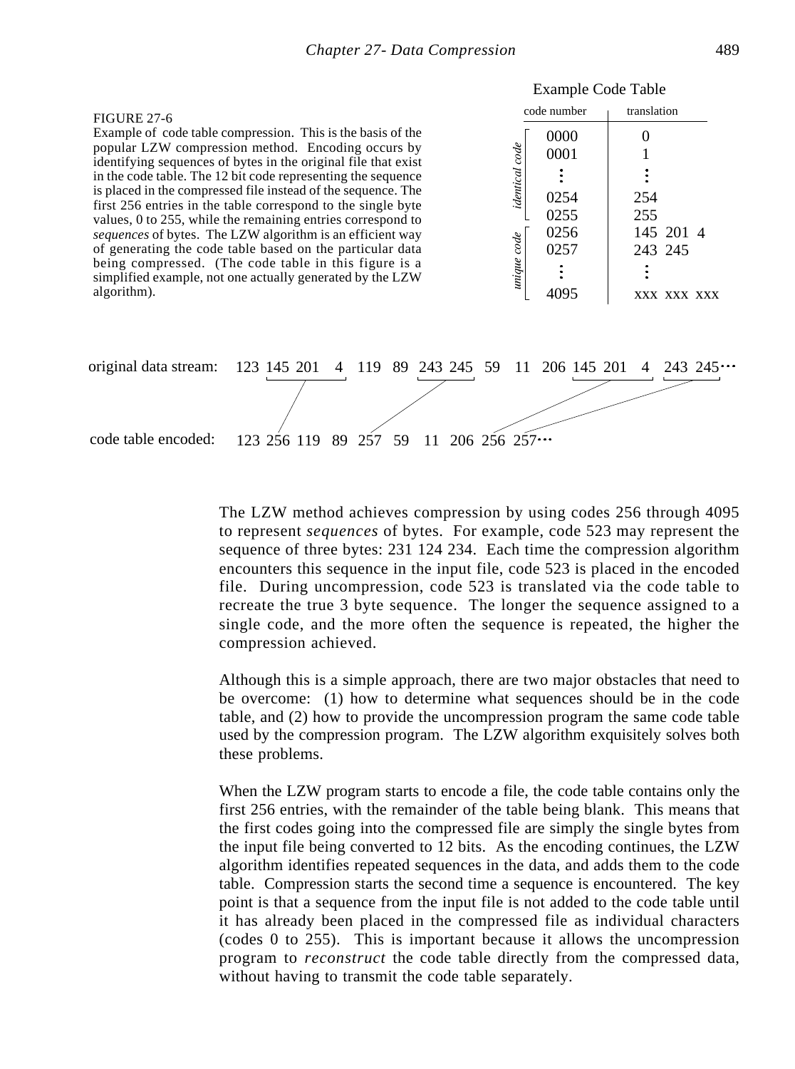FIGURE 27-6
Example of code table compression. This is the basis of the popular LZW compression method. Encoding occurs by identifying sequences of bytes in the original file that exist in the code table. The 12 bit code representing the sequence is placed in the compressed file instead of the sequence. The first 256 entries in the table correspond to the single byte values, 0 to 255, while the remaining entries correspond to *sequences* of bytes. The LZW algorithm is an efficient way of generating the code table based on the particular data being compressed. (The code table in this figure is a simplified example, not one actually generated by the LZW algorithm).

Example Code Table

| | code number | translation |
|---|---|---|
| *identical code* | 0000 | 0 |
| | 0001 | 1 |
| | ⋮ | ⋮ |
| | 0254 | 254 |
| | 0255 | 255 |
| *unique code* | 0256 | 145 201 4 |
| | 0257 | 243 245 |
| | ⋮ | ⋮ |
| | 4095 | xxx xxx xxx |

original data stream: 123 145 201 4 119 89 243 245 59 11 206 145 201 4 243 245···

code table encoded: 123 256 119 89 257 59 11 206 256 257···

The LZW method achieves compression by using codes 256 through 4095 to represent *sequences* of bytes. For example, code 523 may represent the sequence of three bytes: 231 124 234. Each time the compression algorithm encounters this sequence in the input file, code 523 is placed in the encoded file. During uncompression, code 523 is translated via the code table to recreate the true 3 byte sequence. The longer the sequence assigned to a single code, and the more often the sequence is repeated, the higher the compression achieved.

Although this is a simple approach, there are two major obstacles that need to be overcome: (1) how to determine what sequences should be in the code table, and (2) how to provide the uncompression program the same code table used by the compression program. The LZW algorithm exquisitely solves both these problems.

When the LZW program starts to encode a file, the code table contains only the first 256 entries, with the remainder of the table being blank. This means that the first codes going into the compressed file are simply the single bytes from the input file being converted to 12 bits. As the encoding continues, the LZW algorithm identifies repeated sequences in the data, and adds them to the code table. Compression starts the second time a sequence is encountered. The key point is that a sequence from the input file is not added to the code table until it has already been placed in the compressed file as individual characters (codes 0 to 255). This is important because it allows the uncompression program to *reconstruct* the code table directly from the compressed data, without having to transmit the code table separately.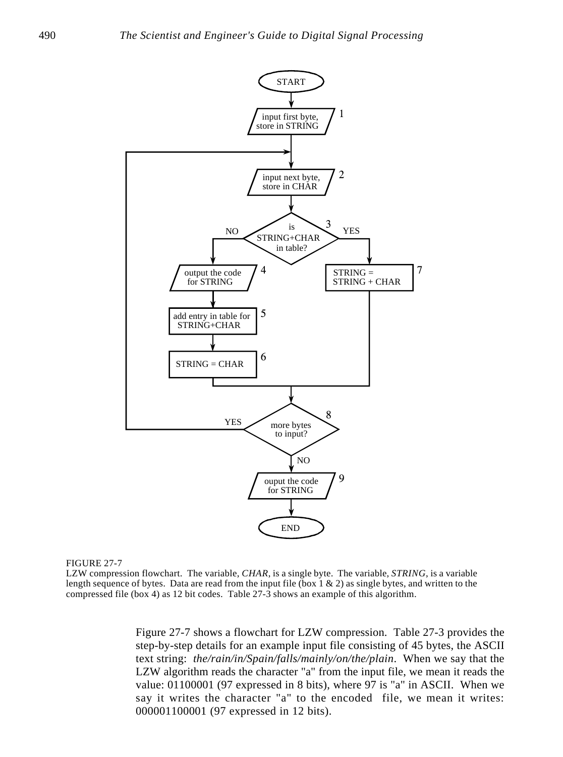FIGURE 27-7
LZW compression flowchart. The variable, *CHAR*, is a single byte. The variable, *STRING*, is a variable length sequence of bytes. Data are read from the input file (box 1 & 2) as single bytes, and written to the compressed file (box 4) as 12 bit codes. Table 27-3 shows an example of this algorithm.

Figure 27-7 shows a flowchart for LZW compression. Table 27-3 provides the step-by-step details for an example input file consisting of 45 bytes, the ASCII text string: *the/rain/in/Spain/falls/mainly/on/the/plain*. When we say that the LZW algorithm reads the character "a" from the input file, we mean it reads the value: 01100001 (97 expressed in 8 bits), where 97 is "a" in ASCII. When we say it writes the character "a" to the encoded file, we mean it writes: 000001100001 (97 expressed in 12 bits).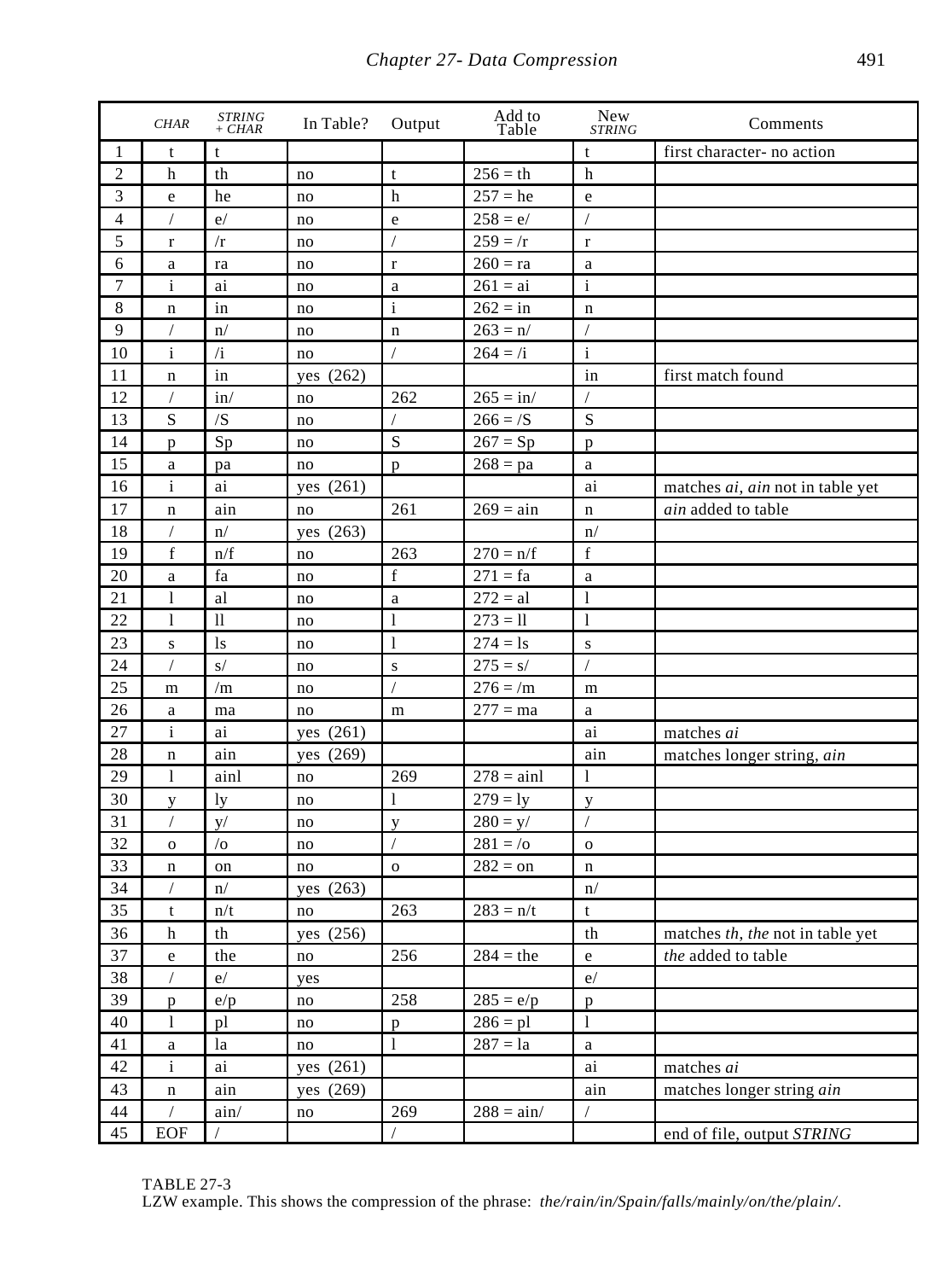| | *CHAR* | *STRING + CHAR* | In Table? | Output | Add to Table | New *STRING* | Comments |
|---|---|---|---|---|---|---|---|
| 1 | t | t | | | | t | first character- no action |
| 2 | h | th | no | t | 256 = th | h | |
| 3 | e | he | no | h | 257 = he | e | |
| 4 | / | e/ | no | e | 258 = e/ | / | |
| 5 | r | /r | no | / | 259 = /r | r | |
| 6 | a | ra | no | r | 260 = ra | a | |
| 7 | i | ai | no | a | 261 = ai | i | |
| 8 | n | in | no | i | 262 = in | n | |
| 9 | / | n/ | no | n | 263 = n/ | / | |
| 10 | i | /i | no | / | 264 = /i | i | |
| 11 | n | in | yes (262) | | | in | first match found |
| 12 | / | in/ | no | 262 | 265 = in/ | / | |
| 13 | S | /S | no | / | 266 = /S | S | |
| 14 | p | Sp | no | S | 267 = Sp | p | |
| 15 | a | pa | no | p | 268 = pa | a | |
| 16 | i | ai | yes (261) | | | ai | matches *ai*, *ain* not in table yet |
| 17 | n | ain | no | 261 | 269 = ain | n | *ain* added to table |
| 18 | / | n/ | yes (263) | | | n/ | |
| 19 | f | n/f | no | 263 | 270 = n/f | f | |
| 20 | a | fa | no | f | 271 = fa | a | |
| 21 | l | al | no | a | 272 = al | l | |
| 22 | l | ll | no | l | 273 = ll | l | |
| 23 | s | ls | no | l | 274 = ls | s | |
| 24 | / | s/ | no | s | 275 = s/ | / | |
| 25 | m | /m | no | / | 276 = /m | m | |
| 26 | a | ma | no | m | 277 = ma | a | |
| 27 | i | ai | yes (261) | | | ai | matches *ai* |
| 28 | n | ain | yes (269) | | | ain | matches longer string, *ain* |
| 29 | l | ainl | no | 269 | 278 = ainl | l | |
| 30 | y | ly | no | l | 279 = ly | y | |
| 31 | / | y/ | no | y | 280 = y/ | / | |
| 32 | o | /o | no | / | 281 = /o | o | |
| 33 | n | on | no | o | 282 = on | n | |
| 34 | / | n/ | yes (263) | | | n/ | |
| 35 | t | n/t | no | 263 | 283 = n/t | t | |
| 36 | h | th | yes (256) | | | th | matches *th*, *the* not in table yet |
| 37 | e | the | no | 256 | 284 = the | e | *the* added to table |
| 38 | / | e/ | yes | | | e/ | |
| 39 | p | e/p | no | 258 | 285 = e/p | p | |
| 40 | l | pl | no | p | 286 = pl | l | |
| 41 | a | la | no | l | 287 = la | a | |
| 42 | i | ai | yes (261) | | | ai | matches *ai* |
| 43 | n | ain | yes (269) | | | ain | matches longer string *ain* |
| 44 | / | ain/ | no | 269 | 288 = ain/ | / | |
| 45 | EOF | / | | / | | | end of file, output *STRING* |

TABLE 27-3
LZW example. This shows the compression of the phrase: *the/rain/in/Spain/falls/mainly/on/the/plain/*.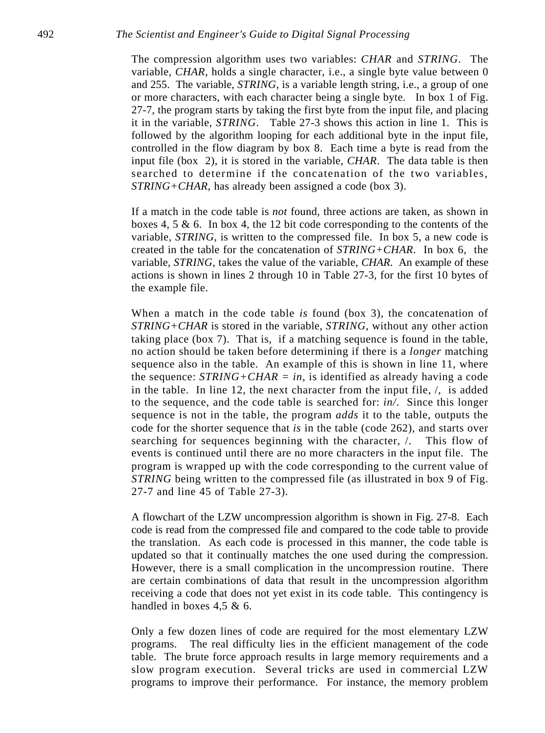The compression algorithm uses two variables: *CHAR* and *STRING*. The variable, *CHAR*, holds a single character, i.e., a single byte value between 0 and 255. The variable, *STRING*, is a variable length string, i.e., a group of one or more characters, with each character being a single byte. In box 1 of Fig. 27-7, the program starts by taking the first byte from the input file, and placing it in the variable, *STRING*. Table 27-3 shows this action in line 1. This is followed by the algorithm looping for each additional byte in the input file, controlled in the flow diagram by box 8. Each time a byte is read from the input file (box 2), it is stored in the variable, *CHAR*. The data table is then searched to determine if the concatenation of the two variables, *STRING+CHAR*, has already been assigned a code (box 3).

If a match in the code table is *not* found, three actions are taken, as shown in boxes 4, 5 & 6. In box 4, the 12 bit code corresponding to the contents of the variable, *STRING*, is written to the compressed file. In box 5, a new code is created in the table for the concatenation of *STRING+CHAR*. In box 6, the variable, *STRING*, takes the value of the variable, *CHAR*. An example of these actions is shown in lines 2 through 10 in Table 27-3, for the first 10 bytes of the example file.

When a match in the code table *is* found (box 3), the concatenation of *STRING+CHAR* is stored in the variable, *STRING*, without any other action taking place (box 7). That is, if a matching sequence is found in the table, no action should be taken before determining if there is a *longer* matching sequence also in the table. An example of this is shown in line 11, where the sequence: *STRING+CHAR = in*, is identified as already having a code in the table. In line 12, the next character from the input file, /, is added to the sequence, and the code table is searched for: *in/*. Since this longer sequence is not in the table, the program *adds* it to the table, outputs the code for the shorter sequence that *is* in the table (code 262), and starts over searching for sequences beginning with the character, /. This flow of events is continued until there are no more characters in the input file. The program is wrapped up with the code corresponding to the current value of *STRING* being written to the compressed file (as illustrated in box 9 of Fig. 27-7 and line 45 of Table 27-3).

A flowchart of the LZW uncompression algorithm is shown in Fig. 27-8. Each code is read from the compressed file and compared to the code table to provide the translation. As each code is processed in this manner, the code table is updated so that it continually matches the one used during the compression. However, there is a small complication in the uncompression routine. There are certain combinations of data that result in the uncompression algorithm receiving a code that does not yet exist in its code table. This contingency is handled in boxes 4,5 & 6.

Only a few dozen lines of code are required for the most elementary LZW programs. The real difficulty lies in the efficient management of the code table. The brute force approach results in large memory requirements and a slow program execution. Several tricks are used in commercial LZW programs to improve their performance. For instance, the memory problem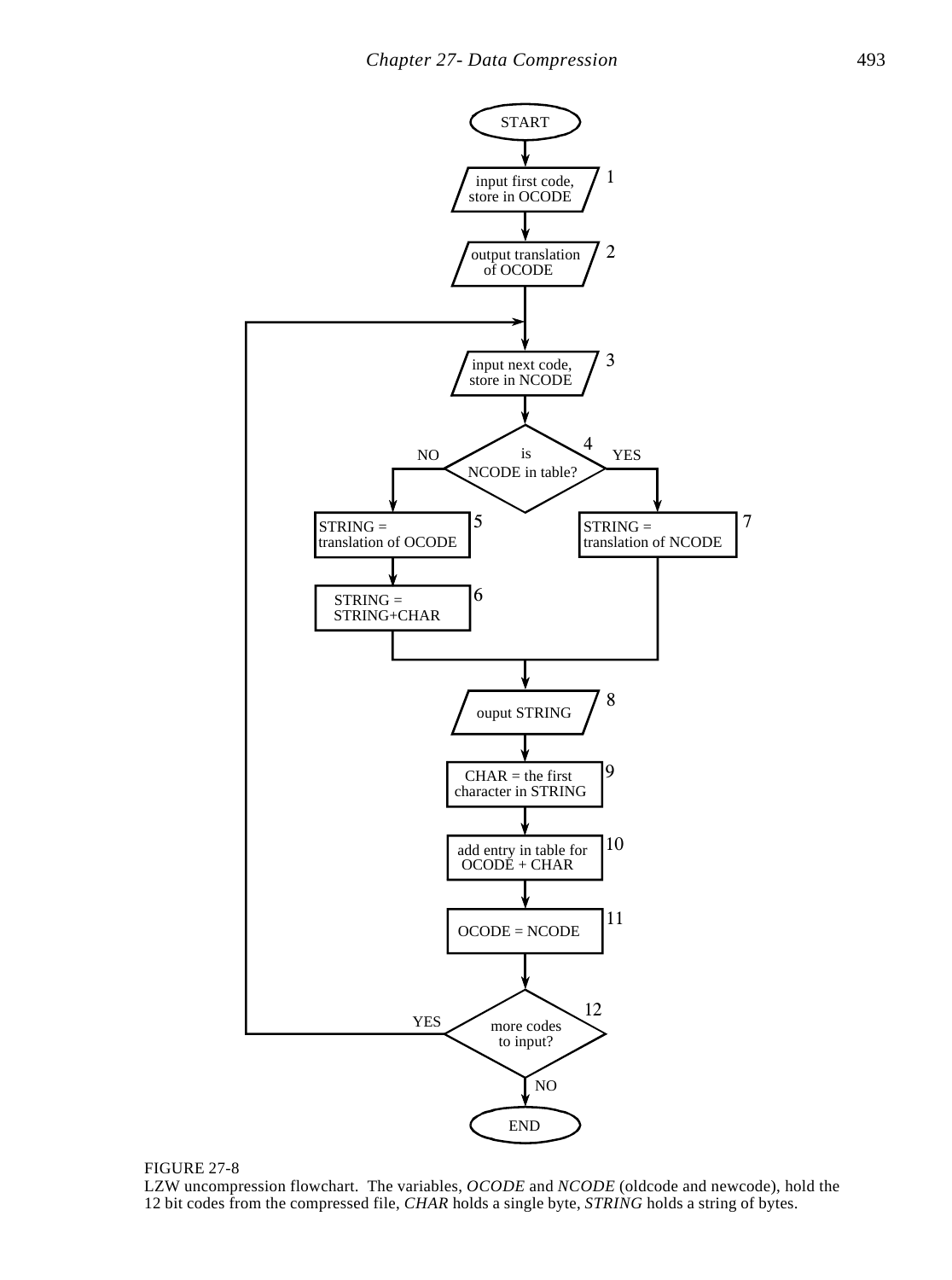START

1. input first code, store in OCODE
2. output translation of OCODE
3. input next code, store in NCODE
4. is NCODE in table?
   - NO → 5
   - YES → 7
5. STRING = translation of OCODE
6. STRING = STRING+CHAR
7. STRING = translation of NCODE
8. ouput STRING
9. CHAR = the first character in STRING
10. add entry in table for OCODE + CHAR
11. OCODE = NCODE
12. more codes to input?
    - YES → 3
    - NO → END

END

FIGURE 27-8
LZW uncompression flowchart. The variables, *OCODE* and *NCODE* (oldcode and newcode), hold the 12 bit codes from the compressed file, *CHAR* holds a single byte, *STRING* holds a string of bytes.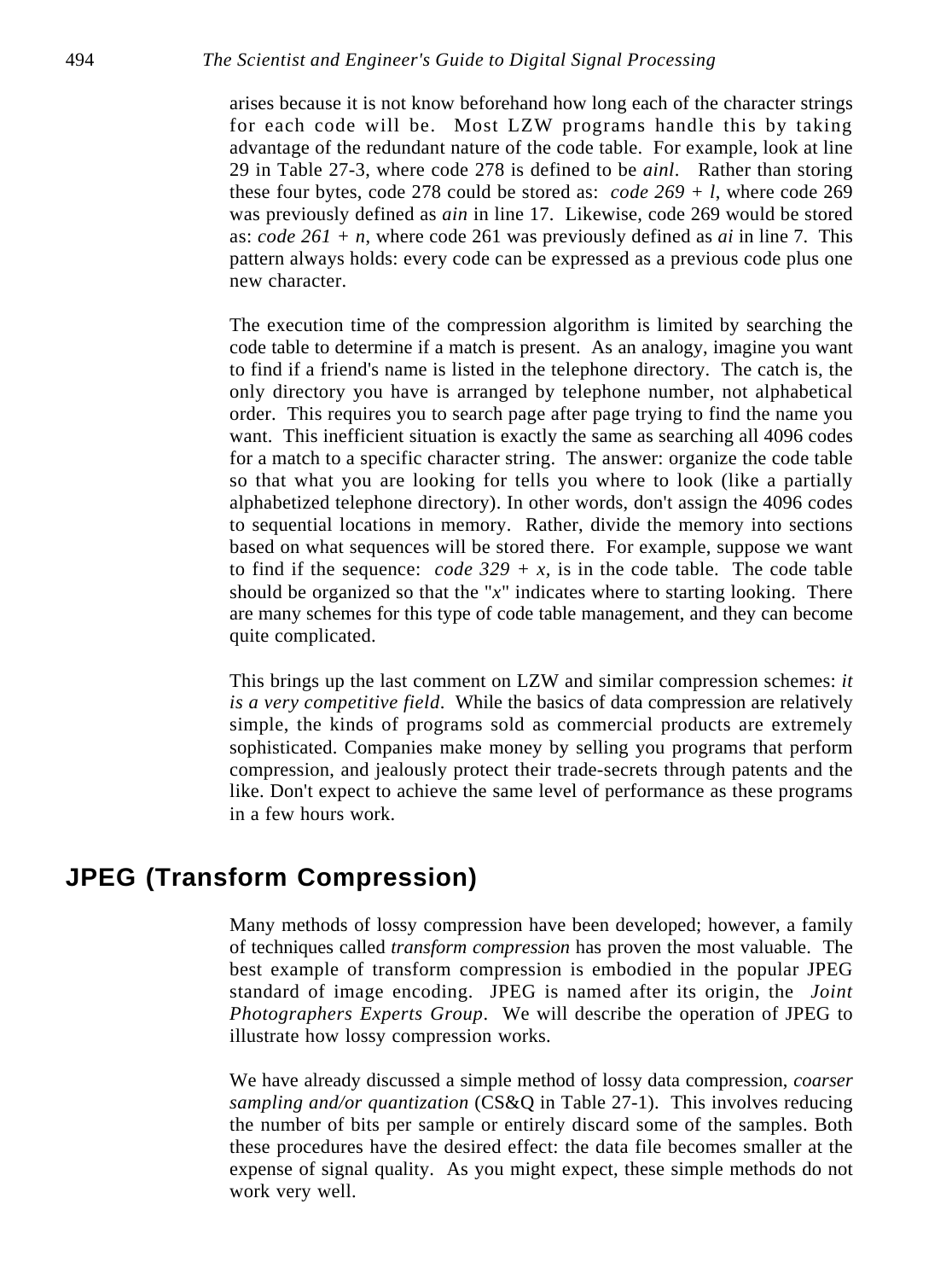arises because it is not know beforehand how long each of the character strings for each code will be. Most LZW programs handle this by taking advantage of the redundant nature of the code table. For example, look at line 29 in Table 27-3, where code 278 is defined to be *ainl*. Rather than storing these four bytes, code 278 could be stored as: *code 269 + l*, where code 269 was previously defined as *ain* in line 17. Likewise, code 269 would be stored as: *code 261 + n*, where code 261 was previously defined as *ai* in line 7. This pattern always holds: every code can be expressed as a previous code plus one new character.

The execution time of the compression algorithm is limited by searching the code table to determine if a match is present. As an analogy, imagine you want to find if a friend's name is listed in the telephone directory. The catch is, the only directory you have is arranged by telephone number, not alphabetical order. This requires you to search page after page trying to find the name you want. This inefficient situation is exactly the same as searching all 4096 codes for a match to a specific character string. The answer: organize the code table so that what you are looking for tells you where to look (like a partially alphabetized telephone directory). In other words, don't assign the 4096 codes to sequential locations in memory. Rather, divide the memory into sections based on what sequences will be stored there. For example, suppose we want to find if the sequence: *code 329 + x*, is in the code table. The code table should be organized so that the "*x*" indicates where to starting looking. There are many schemes for this type of code table management, and they can become quite complicated.

This brings up the last comment on LZW and similar compression schemes: *it is a very competitive field*. While the basics of data compression are relatively simple, the kinds of programs sold as commercial products are extremely sophisticated. Companies make money by selling you programs that perform compression, and jealously protect their trade-secrets through patents and the like. Don't expect to achieve the same level of performance as these programs in a few hours work.

## JPEG (Transform Compression)

Many methods of lossy compression have been developed; however, a family of techniques called *transform compression* has proven the most valuable. The best example of transform compression is embodied in the popular JPEG standard of image encoding. JPEG is named after its origin, the *Joint Photographers Experts Group*. We will describe the operation of JPEG to illustrate how lossy compression works.

We have already discussed a simple method of lossy data compression, *coarser sampling and/or quantization* (CS&Q in Table 27-1). This involves reducing the number of bits per sample or entirely discard some of the samples. Both these procedures have the desired effect: the data file becomes smaller at the expense of signal quality. As you might expect, these simple methods do not work very well.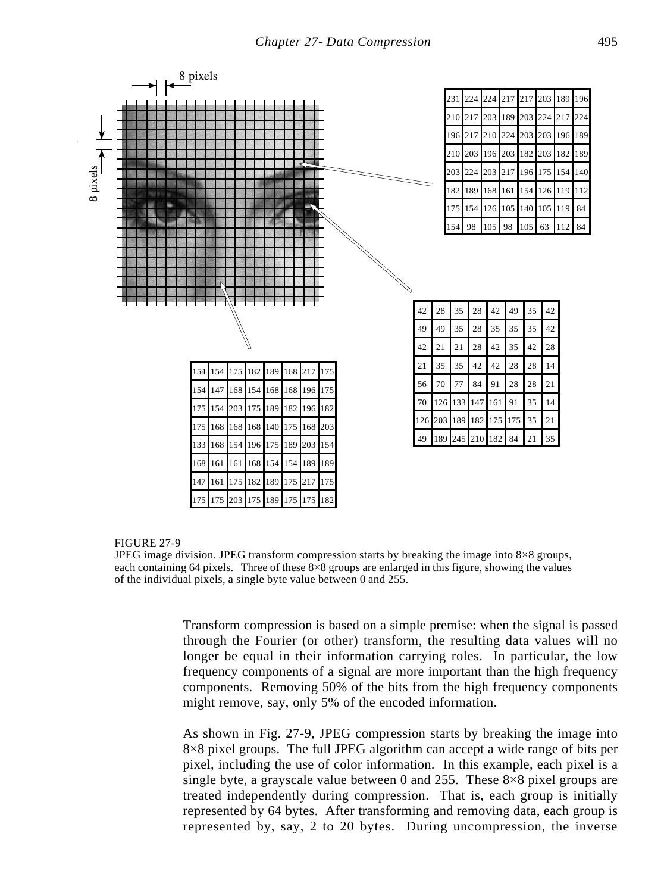8 pixels

8 pixels

| 231 | 224 | 224 | 217 | 217 | 203 | 189 | 196 |
|---|---|---|---|---|---|---|---|
| 210 | 217 | 203 | 189 | 203 | 224 | 217 | 224 |
| 196 | 217 | 210 | 224 | 203 | 203 | 196 | 189 |
| 210 | 203 | 196 | 203 | 182 | 203 | 182 | 189 |
| 203 | 224 | 203 | 217 | 196 | 175 | 154 | 140 |
| 182 | 189 | 168 | 161 | 154 | 126 | 119 | 112 |
| 175 | 154 | 126 | 105 | 140 | 105 | 119 | 84 |
| 154 | 98 | 105 | 98 | 105 | 63 | 112 | 84 |

| 42 | 28 | 35 | 28 | 42 | 49 | 35 | 42 |
|---|---|---|---|---|---|---|---|
| 49 | 49 | 35 | 28 | 35 | 35 | 35 | 42 |
| 42 | 21 | 21 | 28 | 42 | 35 | 42 | 28 |
| 21 | 35 | 35 | 42 | 42 | 28 | 28 | 14 |
| 56 | 70 | 77 | 84 | 91 | 28 | 28 | 21 |
| 70 | 126 | 133 | 147 | 161 | 91 | 35 | 14 |
| 126 | 203 | 189 | 182 | 175 | 175 | 35 | 21 |
| 49 | 189 | 245 | 210 | 182 | 84 | 21 | 35 |

| 154 | 154 | 175 | 182 | 189 | 168 | 217 | 175 |
|---|---|---|---|---|---|---|---|
| 154 | 147 | 168 | 154 | 168 | 168 | 196 | 175 |
| 175 | 154 | 203 | 175 | 189 | 182 | 196 | 182 |
| 175 | 168 | 168 | 168 | 140 | 175 | 168 | 203 |
| 133 | 168 | 154 | 196 | 175 | 189 | 203 | 154 |
| 168 | 161 | 161 | 168 | 154 | 154 | 189 | 189 |
| 147 | 161 | 175 | 182 | 189 | 175 | 217 | 175 |
| 175 | 175 | 203 | 175 | 189 | 175 | 175 | 182 |

FIGURE 27-9
JPEG image division. JPEG transform compression starts by breaking the image into 8×8 groups, each containing 64 pixels. Three of these 8×8 groups are enlarged in this figure, showing the values of the individual pixels, a single byte value between 0 and 255.

Transform compression is based on a simple premise: when the signal is passed through the Fourier (or other) transform, the resulting data values will no longer be equal in their information carrying roles. In particular, the low frequency components of a signal are more important than the high frequency components. Removing 50% of the bits from the high frequency components might remove, say, only 5% of the encoded information.

As shown in Fig. 27-9, JPEG compression starts by breaking the image into 8×8 pixel groups. The full JPEG algorithm can accept a wide range of bits per pixel, including the use of color information. In this example, each pixel is a single byte, a grayscale value between 0 and 255. These 8×8 pixel groups are treated independently during compression. That is, each group is initially represented by 64 bytes. After transforming and removing data, each group is represented by, say, 2 to 20 bytes. During uncompression, the inverse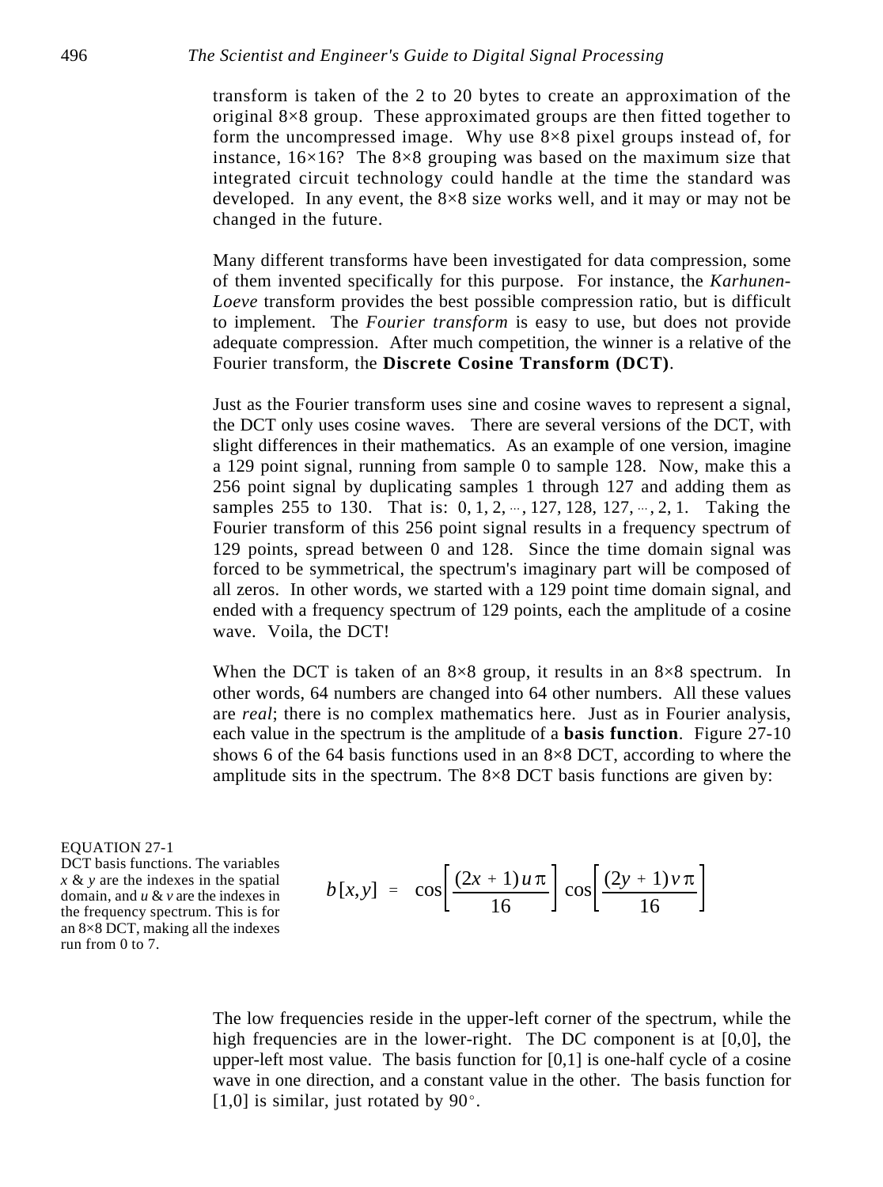transform is taken of the 2 to 20 bytes to create an approximation of the original 8×8 group. These approximated groups are then fitted together to form the uncompressed image. Why use 8×8 pixel groups instead of, for instance, 16×16? The 8×8 grouping was based on the maximum size that integrated circuit technology could handle at the time the standard was developed. In any event, the 8×8 size works well, and it may or may not be changed in the future.

Many different transforms have been investigated for data compression, some of them invented specifically for this purpose. For instance, the *Karhunen-Loeve* transform provides the best possible compression ratio, but is difficult to implement. The *Fourier transform* is easy to use, but does not provide adequate compression. After much competition, the winner is a relative of the Fourier transform, the **Discrete Cosine Transform (DCT)**.

Just as the Fourier transform uses sine and cosine waves to represent a signal, the DCT only uses cosine waves. There are several versions of the DCT, with slight differences in their mathematics. As an example of one version, imagine a 129 point signal, running from sample 0 to sample 128. Now, make this a 256 point signal by duplicating samples 1 through 127 and adding them as samples 255 to 130. That is: 0, 1, 2, ···, 127, 128, 127, ···, 2, 1. Taking the Fourier transform of this 256 point signal results in a frequency spectrum of 129 points, spread between 0 and 128. Since the time domain signal was forced to be symmetrical, the spectrum's imaginary part will be composed of all zeros. In other words, we started with a 129 point time domain signal, and ended with a frequency spectrum of 129 points, each the amplitude of a cosine wave. Voila, the DCT!

When the DCT is taken of an 8×8 group, it results in an 8×8 spectrum. In other words, 64 numbers are changed into 64 other numbers. All these values are *real*; there is no complex mathematics here. Just as in Fourier analysis, each value in the spectrum is the amplitude of a **basis function**. Figure 27-10 shows 6 of the 64 basis functions used in an 8×8 DCT, according to where the amplitude sits in the spectrum. The 8×8 DCT basis functions are given by:

EQUATION 27-1
DCT basis functions. The variables $x$ & $y$ are the indexes in the spatial domain, and $u$ & $v$ are the indexes in the frequency spectrum. This is for an 8×8 DCT, making all the indexes run from 0 to 7.

$$b[x,y] = \cos\left[\frac{(2x+1)u\pi}{16}\right]\cos\left[\frac{(2y+1)v\pi}{16}\right]$$

The low frequencies reside in the upper-left corner of the spectrum, while the high frequencies are in the lower-right. The DC component is at [0,0], the upper-left most value. The basis function for [0,1] is one-half cycle of a cosine wave in one direction, and a constant value in the other. The basis function for [1,0] is similar, just rotated by 90°.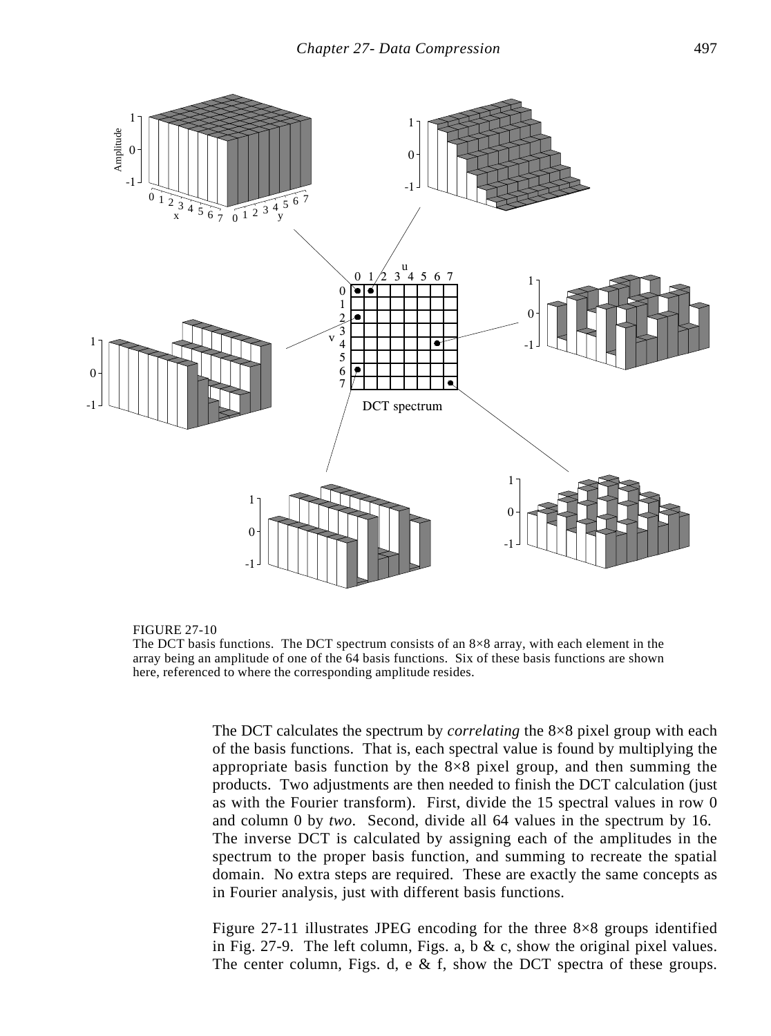FIGURE 27-10
The DCT basis functions. The DCT spectrum consists of an 8×8 array, with each element in the array being an amplitude of one of the 64 basis functions. Six of these basis functions are shown here, referenced to where the corresponding amplitude resides.

The DCT calculates the spectrum by *correlating* the 8×8 pixel group with each of the basis functions. That is, each spectral value is found by multiplying the appropriate basis function by the 8×8 pixel group, and then summing the products. Two adjustments are then needed to finish the DCT calculation (just as with the Fourier transform). First, divide the 15 spectral values in row 0 and column 0 by *two*. Second, divide all 64 values in the spectrum by 16. The inverse DCT is calculated by assigning each of the amplitudes in the spectrum to the proper basis function, and summing to recreate the spatial domain. No extra steps are required. These are exactly the same concepts as in Fourier analysis, just with different basis functions.

Figure 27-11 illustrates JPEG encoding for the three 8×8 groups identified in Fig. 27-9. The left column, Figs. a, b & c, show the original pixel values. The center column, Figs. d, e & f, show the DCT spectra of these groups.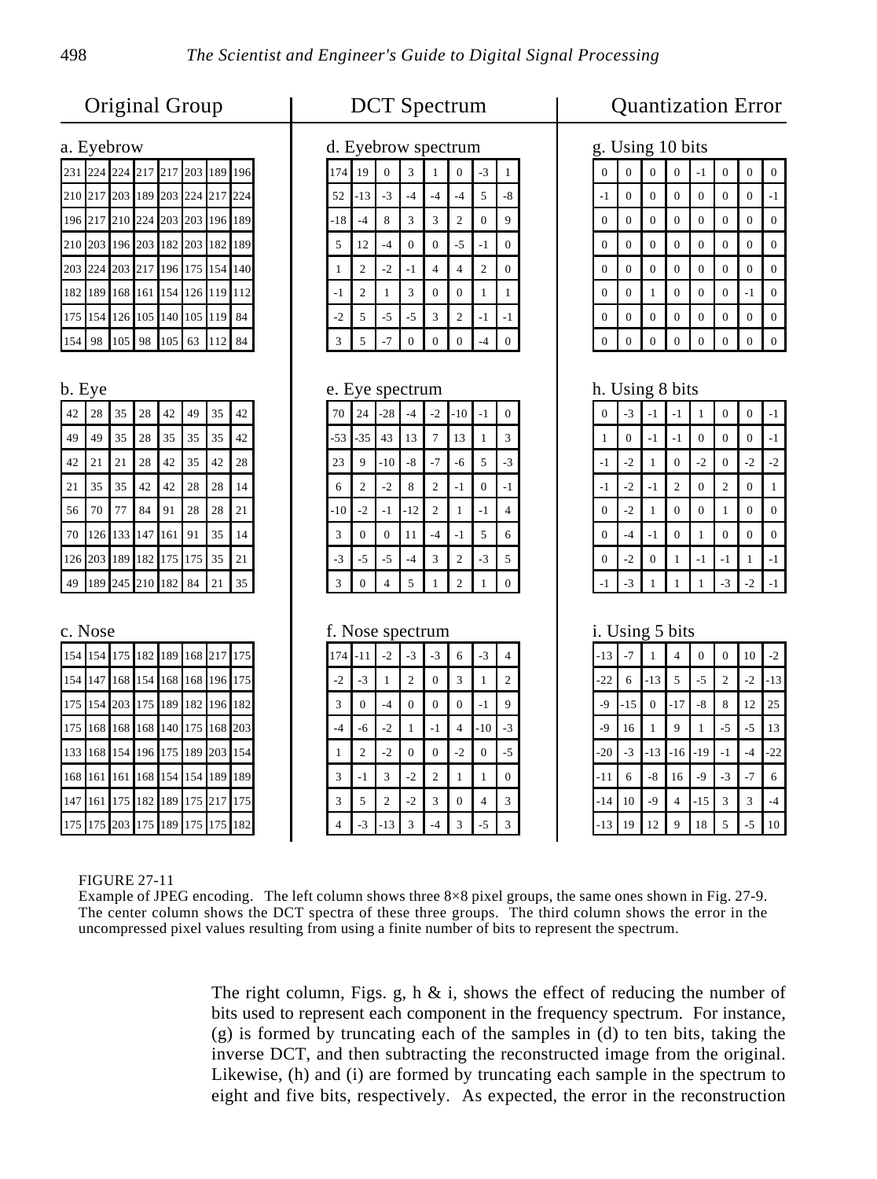## Original Group

**a. Eyebrow**

| | | | | | | | |
|---|---|---|---|---|---|---|---|
| 231 | 224 | 224 | 217 | 217 | 203 | 189 | 196 |
| 210 | 217 | 203 | 189 | 203 | 224 | 217 | 224 |
| 196 | 217 | 210 | 224 | 203 | 203 | 196 | 189 |
| 210 | 203 | 196 | 203 | 182 | 203 | 182 | 189 |
| 203 | 224 | 203 | 217 | 196 | 175 | 154 | 140 |
| 182 | 189 | 168 | 161 | 154 | 126 | 119 | 112 |
| 175 | 154 | 126 | 105 | 140 | 105 | 119 | 84 |
| 154 | 98 | 105 | 98 | 105 | 63 | 112 | 84 |

**b. Eye**

| | | | | | | | |
|---|---|---|---|---|---|---|---|
| 42 | 28 | 35 | 28 | 42 | 49 | 35 | 42 |
| 49 | 49 | 35 | 28 | 35 | 35 | 35 | 42 |
| 42 | 21 | 21 | 28 | 42 | 35 | 42 | 28 |
| 21 | 35 | 35 | 42 | 42 | 28 | 28 | 14 |
| 56 | 70 | 77 | 84 | 91 | 28 | 28 | 21 |
| 70 | 126 | 133 | 147 | 161 | 91 | 35 | 14 |
| 126 | 203 | 189 | 182 | 175 | 175 | 35 | 21 |
| 49 | 189 | 245 | 210 | 182 | 84 | 21 | 35 |

**c. Nose**

| | | | | | | | |
|---|---|---|---|---|---|---|---|
| 154 | 154 | 175 | 182 | 189 | 168 | 217 | 175 |
| 154 | 147 | 168 | 154 | 168 | 168 | 196 | 175 |
| 175 | 154 | 203 | 175 | 189 | 182 | 196 | 182 |
| 175 | 168 | 168 | 168 | 140 | 175 | 168 | 203 |
| 133 | 168 | 154 | 196 | 175 | 189 | 203 | 154 |
| 168 | 161 | 161 | 168 | 154 | 154 | 189 | 189 |
| 147 | 161 | 175 | 182 | 189 | 175 | 217 | 175 |
| 175 | 175 | 203 | 175 | 189 | 175 | 175 | 182 |

## DCT Spectrum

**d. Eyebrow spectrum**

| | | | | | | | |
|---|---|---|---|---|---|---|---|
| 174 | 19 | 0 | 3 | 1 | 0 | -3 | 1 |
| 52 | -13 | -3 | -4 | -4 | -4 | 5 | -8 |
| -18 | -4 | 8 | 3 | 3 | 2 | 0 | 9 |
| 5 | 12 | -4 | 0 | 0 | -5 | -1 | 0 |
| 1 | 2 | -2 | -1 | 4 | 4 | 2 | 0 |
| -1 | 2 | 1 | 3 | 0 | 0 | 1 | 1 |
| -2 | 5 | -5 | -5 | 3 | 2 | -1 | -1 |
| 3 | 5 | -7 | 0 | 0 | 0 | -4 | 0 |

**e. Eye spectrum**

| | | | | | | | |
|---|---|---|---|---|---|---|---|
| 70 | 24 | -28 | -4 | -2 | -10 | -1 | 0 |
| -53 | -35 | 43 | 13 | 7 | 13 | 1 | 3 |
| 23 | 9 | -10 | -8 | -7 | -6 | 5 | -3 |
| 6 | 2 | -2 | 8 | 2 | -1 | 0 | -1 |
| -10 | -2 | -1 | -12 | 2 | 1 | -1 | 4 |
| 3 | 0 | 0 | 11 | -4 | -1 | 5 | 6 |
| -3 | -5 | -5 | -4 | 3 | 2 | -3 | 5 |
| 3 | 0 | 4 | 5 | 1 | 2 | 1 | 0 |

**f. Nose spectrum**

| | | | | | | | |
|---|---|---|---|---|---|---|---|
| 174 | -11 | -2 | -3 | -3 | 6 | -3 | 4 |
| -2 | -3 | 1 | 2 | 0 | 3 | 1 | 2 |
| 3 | 0 | -4 | 0 | 0 | 0 | -1 | 9 |
| -4 | -6 | -2 | 1 | -1 | 4 | -10 | -3 |
| 1 | 2 | -2 | 0 | 0 | -2 | 0 | -5 |
| 3 | -1 | 3 | -2 | 2 | 1 | 1 | 0 |
| 3 | 5 | 2 | -2 | 3 | 0 | 4 | 3 |
| 4 | -3 | -13 | 3 | -4 | 3 | -5 | 3 |

## Quantization Error

**g. Using 10 bits**

| | | | | | | | |
|---|---|---|---|---|---|---|---|
| 0 | 0 | 0 | 0 | -1 | 0 | 0 | 0 |
| -1 | 0 | 0 | 0 | 0 | 0 | 0 | -1 |
| 0 | 0 | 0 | 0 | 0 | 0 | 0 | 0 |
| 0 | 0 | 0 | 0 | 0 | 0 | 0 | 0 |
| 0 | 0 | 0 | 0 | 0 | 0 | 0 | 0 |
| 0 | 0 | 1 | 0 | 0 | 0 | -1 | 0 |
| 0 | 0 | 0 | 0 | 0 | 0 | 0 | 0 |
| 0 | 0 | 0 | 0 | 0 | 0 | 0 | 0 |

**h. Using 8 bits**

| | | | | | | | |
|---|---|---|---|---|---|---|---|
| 0 | -3 | -1 | -1 | 1 | 0 | 0 | -1 |
| 1 | 0 | -1 | -1 | 0 | 0 | 0 | -1 |
| -1 | -2 | 1 | 0 | -2 | 0 | -2 | -2 |
| -1 | -2 | -1 | 2 | 0 | 2 | 0 | 1 |
| 0 | -2 | 1 | 0 | 0 | 1 | 0 | 0 |
| 0 | -4 | -1 | 0 | 1 | 0 | 0 | 0 |
| 0 | -2 | 0 | 1 | -1 | -1 | 1 | -1 |
| -1 | -3 | 1 | 1 | 1 | -3 | -2 | -1 |

**i. Using 5 bits**

| | | | | | | | |
|---|---|---|---|---|---|---|---|
| -13 | -7 | 1 | 4 | 0 | 0 | 10 | -2 |
| -22 | 6 | -13 | 5 | -5 | 2 | -2 | -13 |
| -9 | -15 | 0 | -17 | -8 | 8 | 12 | 25 |
| -9 | 16 | 1 | 9 | 1 | -5 | -5 | 13 |
| -20 | -3 | -13 | -16 | -19 | -1 | -4 | -22 |
| -11 | 6 | -8 | 16 | -9 | -3 | -7 | 6 |
| -14 | 10 | -9 | 4 | -15 | 3 | 3 | -4 |
| -13 | 19 | 12 | 9 | 18 | 5 | -5 | 10 |

FIGURE 27-11
Example of JPEG encoding. The left column shows three 8×8 pixel groups, the same ones shown in Fig. 27-9. The center column shows the DCT spectra of these three groups. The third column shows the error in the uncompressed pixel values resulting from using a finite number of bits to represent the spectrum.

The right column, Figs. g, h & i, shows the effect of reducing the number of bits used to represent each component in the frequency spectrum. For instance, (g) is formed by truncating each of the samples in (d) to ten bits, taking the inverse DCT, and then subtracting the reconstructed image from the original. Likewise, (h) and (i) are formed by truncating each sample in the spectrum to eight and five bits, respectively. As expected, the error in the reconstruction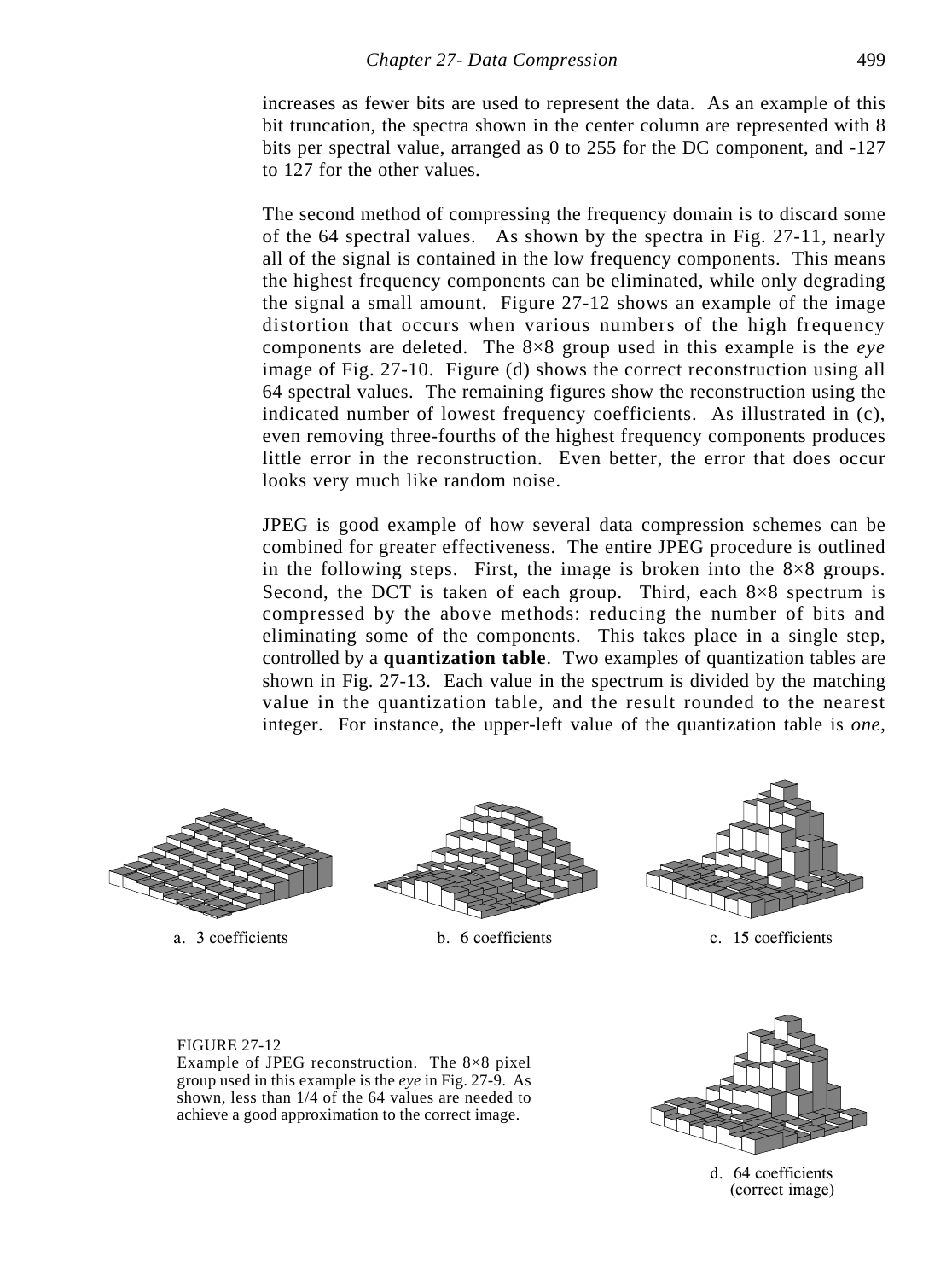increases as fewer bits are used to represent the data. As an example of this bit truncation, the spectra shown in the center column are represented with 8 bits per spectral value, arranged as 0 to 255 for the DC component, and -127 to 127 for the other values.

The second method of compressing the frequency domain is to discard some of the 64 spectral values. As shown by the spectra in Fig. 27-11, nearly all of the signal is contained in the low frequency components. This means the highest frequency components can be eliminated, while only degrading the signal a small amount. Figure 27-12 shows an example of the image distortion that occurs when various numbers of the high frequency components are deleted. The 8×8 group used in this example is the *eye* image of Fig. 27-10. Figure (d) shows the correct reconstruction using all 64 spectral values. The remaining figures show the reconstruction using the indicated number of lowest frequency coefficients. As illustrated in (c), even removing three-fourths of the highest frequency components produces little error in the reconstruction. Even better, the error that does occur looks very much like random noise.

JPEG is good example of how several data compression schemes can be combined for greater effectiveness. The entire JPEG procedure is outlined in the following steps. First, the image is broken into the 8×8 groups. Second, the DCT is taken of each group. Third, each 8×8 spectrum is compressed by the above methods: reducing the number of bits and eliminating some of the components. This takes place in a single step, controlled by a **quantization table**. Two examples of quantization tables are shown in Fig. 27-13. Each value in the spectrum is divided by the matching value in the quantization table, and the result rounded to the nearest integer. For instance, the upper-left value of the quantization table is *one*,

a. 3 coefficients

b. 6 coefficients

c. 15 coefficients

d. 64 coefficients (correct image)

FIGURE 27-12
Example of JPEG reconstruction. The 8×8 pixel group used in this example is the *eye* in Fig. 27-9. As shown, less than 1/4 of the 64 values are needed to achieve a good approximation to the correct image.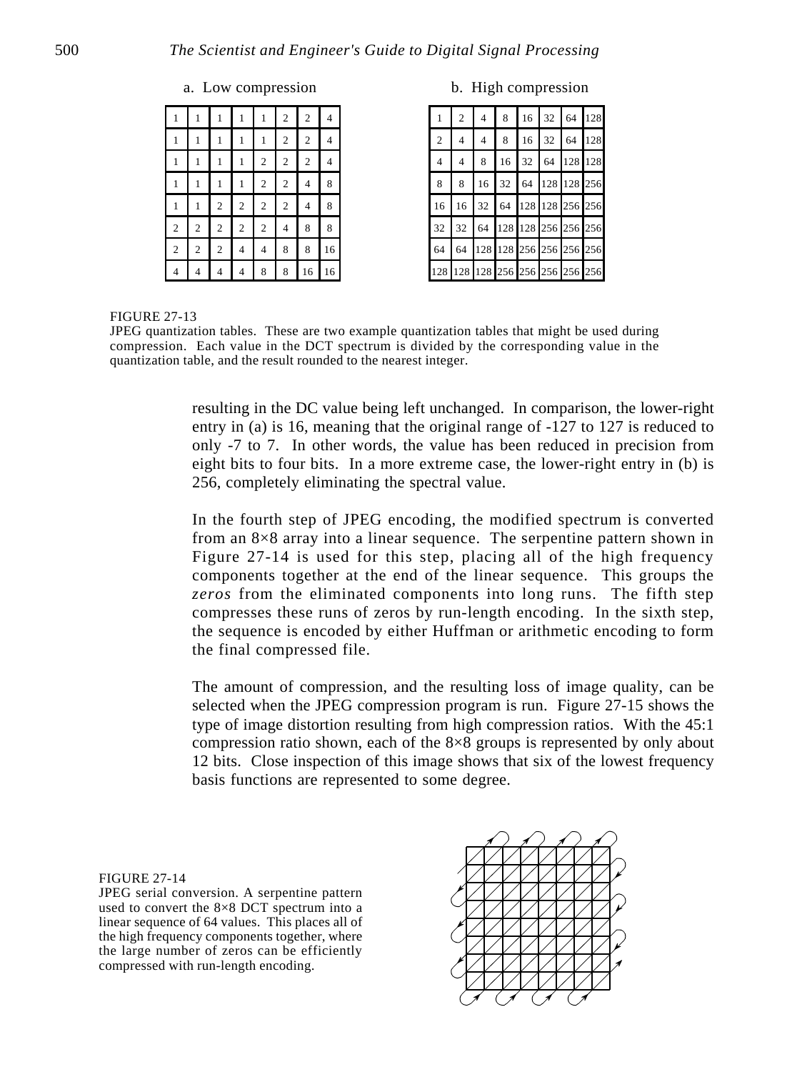a. Low compression

| | | | | | | | |
|---|---|---|---|---|---|---|---|
| 1 | 1 | 1 | 1 | 1 | 2 | 2 | 4 |
| 1 | 1 | 1 | 1 | 1 | 2 | 2 | 4 |
| 1 | 1 | 1 | 1 | 2 | 2 | 2 | 4 |
| 1 | 1 | 1 | 1 | 2 | 2 | 4 | 8 |
| 1 | 1 | 2 | 2 | 2 | 2 | 4 | 8 |
| 2 | 2 | 2 | 2 | 2 | 4 | 8 | 8 |
| 2 | 2 | 2 | 4 | 4 | 8 | 8 | 16 |
| 4 | 4 | 4 | 4 | 8 | 8 | 16 | 16 |

b. High compression

| | | | | | | | |
|---|---|---|---|---|---|---|---|
| 1 | 2 | 4 | 8 | 16 | 32 | 64 | 128 |
| 2 | 4 | 4 | 8 | 16 | 32 | 64 | 128 |
| 4 | 4 | 8 | 16 | 32 | 64 | 128 | 128 |
| 8 | 8 | 16 | 32 | 64 | 128 | 128 | 256 |
| 16 | 16 | 32 | 64 | 128 | 128 | 256 | 256 |
| 32 | 32 | 64 | 128 | 128 | 256 | 256 | 256 |
| 64 | 64 | 128 | 128 | 256 | 256 | 256 | 256 |
| 128 | 128 | 128 | 256 | 256 | 256 | 256 | 256 |

FIGURE 27-13
JPEG quantization tables. These are two example quantization tables that might be used during compression. Each value in the DCT spectrum is divided by the corresponding value in the quantization table, and the result rounded to the nearest integer.

resulting in the DC value being left unchanged. In comparison, the lower-right entry in (a) is 16, meaning that the original range of -127 to 127 is reduced to only -7 to 7. In other words, the value has been reduced in precision from eight bits to four bits. In a more extreme case, the lower-right entry in (b) is 256, completely eliminating the spectral value.

In the fourth step of JPEG encoding, the modified spectrum is converted from an 8×8 array into a linear sequence. The serpentine pattern shown in Figure 27-14 is used for this step, placing all of the high frequency components together at the end of the linear sequence. This groups the *zeros* from the eliminated components into long runs. The fifth step compresses these runs of zeros by run-length encoding. In the sixth step, the sequence is encoded by either Huffman or arithmetic encoding to form the final compressed file.

The amount of compression, and the resulting loss of image quality, can be selected when the JPEG compression program is run. Figure 27-15 shows the type of image distortion resulting from high compression ratios. With the 45:1 compression ratio shown, each of the 8×8 groups is represented by only about 12 bits. Close inspection of this image shows that six of the lowest frequency basis functions are represented to some degree.

FIGURE 27-14
JPEG serial conversion. A serpentine pattern used to convert the 8×8 DCT spectrum into a linear sequence of 64 values. This places all of the high frequency components together, where the large number of zeros can be efficiently compressed with run-length encoding.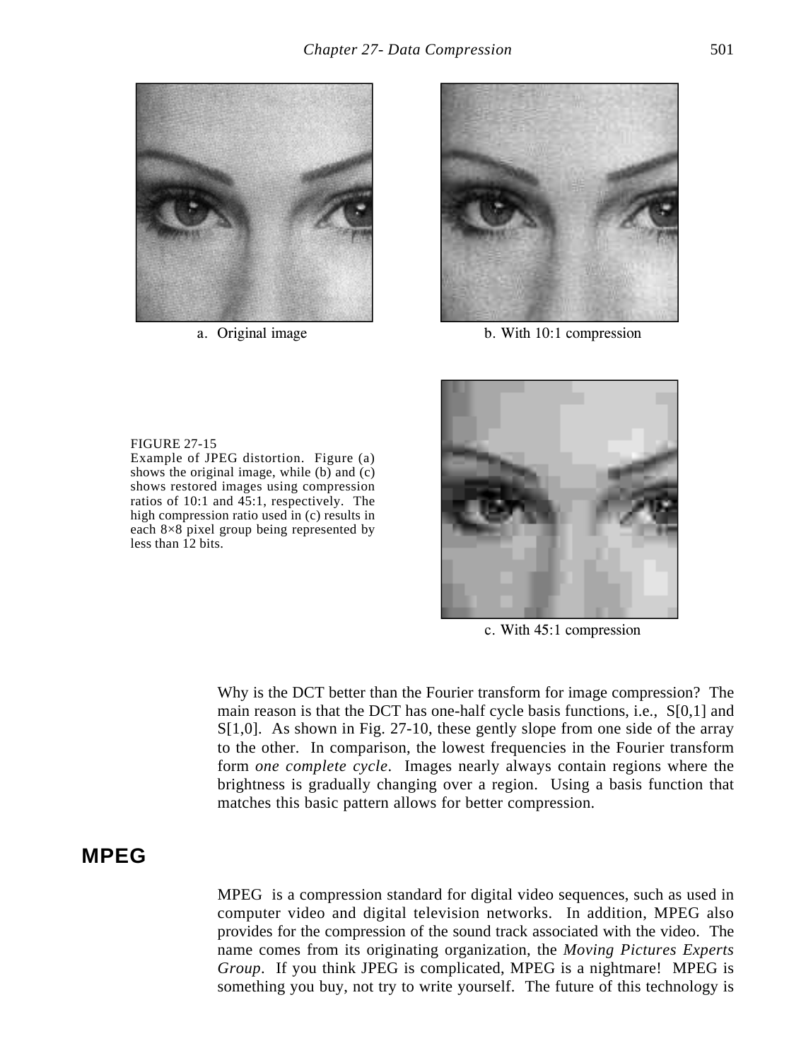a. Original image

b. With 10:1 compression

c. With 45:1 compression

FIGURE 27-15
Example of JPEG distortion. Figure (a) shows the original image, while (b) and (c) shows restored images using compression ratios of 10:1 and 45:1, respectively. The high compression ratio used in (c) results in each 8×8 pixel group being represented by less than 12 bits.

Why is the DCT better than the Fourier transform for image compression? The main reason is that the DCT has one-half cycle basis functions, i.e., S[0,1] and S[1,0]. As shown in Fig. 27-10, these gently slope from one side of the array to the other. In comparison, the lowest frequencies in the Fourier transform form *one complete cycle*. Images nearly always contain regions where the brightness is gradually changing over a region. Using a basis function that matches this basic pattern allows for better compression.

## MPEG

MPEG is a compression standard for digital video sequences, such as used in computer video and digital television networks. In addition, MPEG also provides for the compression of the sound track associated with the video. The name comes from its originating organization, the *Moving Pictures Experts Group*. If you think JPEG is complicated, MPEG is a nightmare! MPEG is something you buy, not try to write yourself. The future of this technology is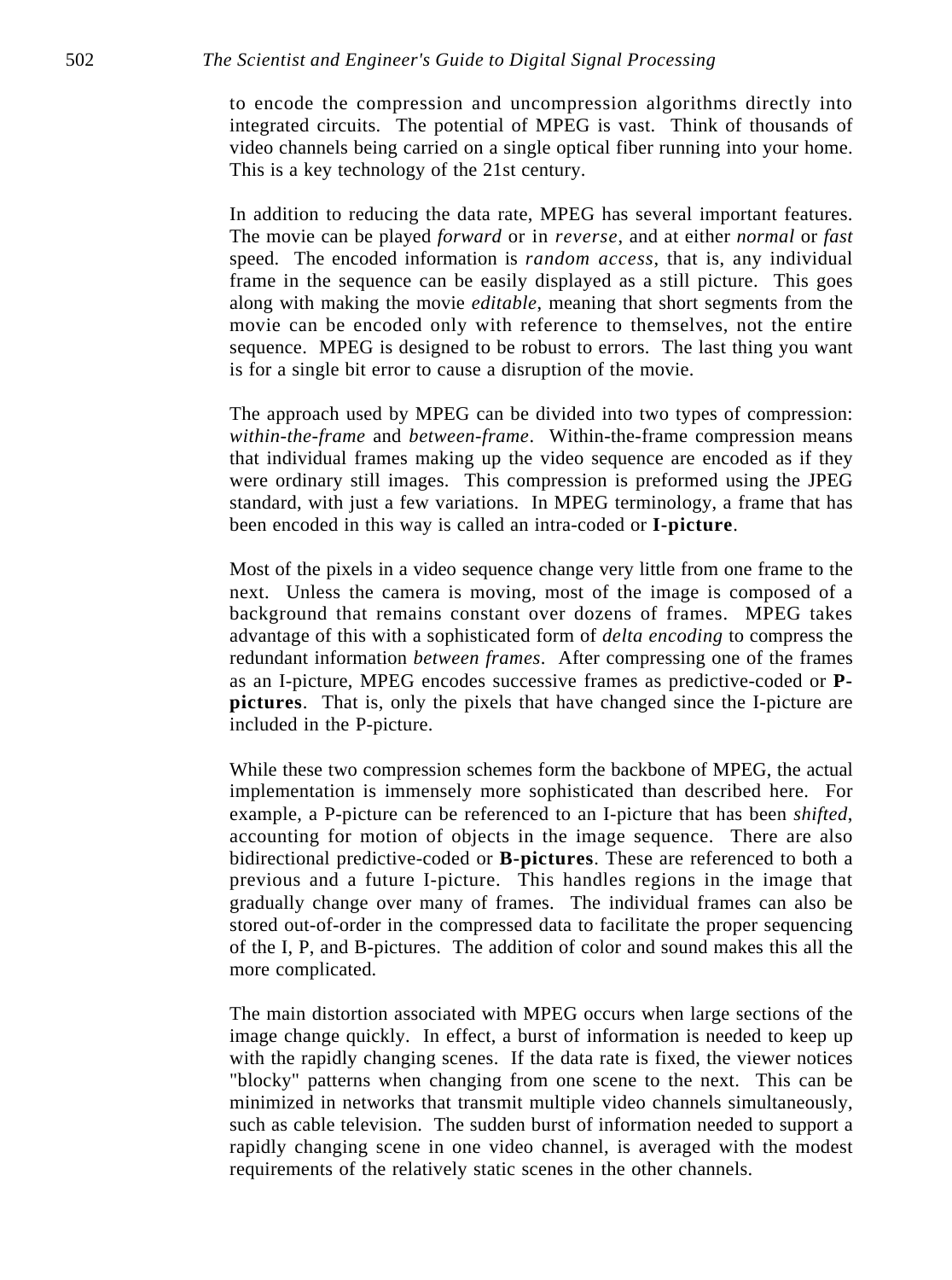to encode the compression and uncompression algorithms directly into integrated circuits. The potential of MPEG is vast. Think of thousands of video channels being carried on a single optical fiber running into your home. This is a key technology of the 21st century.

In addition to reducing the data rate, MPEG has several important features. The movie can be played *forward* or in *reverse*, and at either *normal* or *fast* speed. The encoded information is *random access*, that is, any individual frame in the sequence can be easily displayed as a still picture. This goes along with making the movie *editable*, meaning that short segments from the movie can be encoded only with reference to themselves, not the entire sequence. MPEG is designed to be robust to errors. The last thing you want is for a single bit error to cause a disruption of the movie.

The approach used by MPEG can be divided into two types of compression: *within-the-frame* and *between-frame*. Within-the-frame compression means that individual frames making up the video sequence are encoded as if they were ordinary still images. This compression is preformed using the JPEG standard, with just a few variations. In MPEG terminology, a frame that has been encoded in this way is called an intra-coded or **I-picture**.

Most of the pixels in a video sequence change very little from one frame to the next. Unless the camera is moving, most of the image is composed of a background that remains constant over dozens of frames. MPEG takes advantage of this with a sophisticated form of *delta encoding* to compress the redundant information *between frames*. After compressing one of the frames as an I-picture, MPEG encodes successive frames as predictive-coded or **P-pictures**. That is, only the pixels that have changed since the I-picture are included in the P-picture.

While these two compression schemes form the backbone of MPEG, the actual implementation is immensely more sophisticated than described here. For example, a P-picture can be referenced to an I-picture that has been *shifted*, accounting for motion of objects in the image sequence. There are also bidirectional predictive-coded or **B-pictures**. These are referenced to both a previous and a future I-picture. This handles regions in the image that gradually change over many of frames. The individual frames can also be stored out-of-order in the compressed data to facilitate the proper sequencing of the I, P, and B-pictures. The addition of color and sound makes this all the more complicated.

The main distortion associated with MPEG occurs when large sections of the image change quickly. In effect, a burst of information is needed to keep up with the rapidly changing scenes. If the data rate is fixed, the viewer notices "blocky" patterns when changing from one scene to the next. This can be minimized in networks that transmit multiple video channels simultaneously, such as cable television. The sudden burst of information needed to support a rapidly changing scene in one video channel, is averaged with the modest requirements of the relatively static scenes in the other channels.